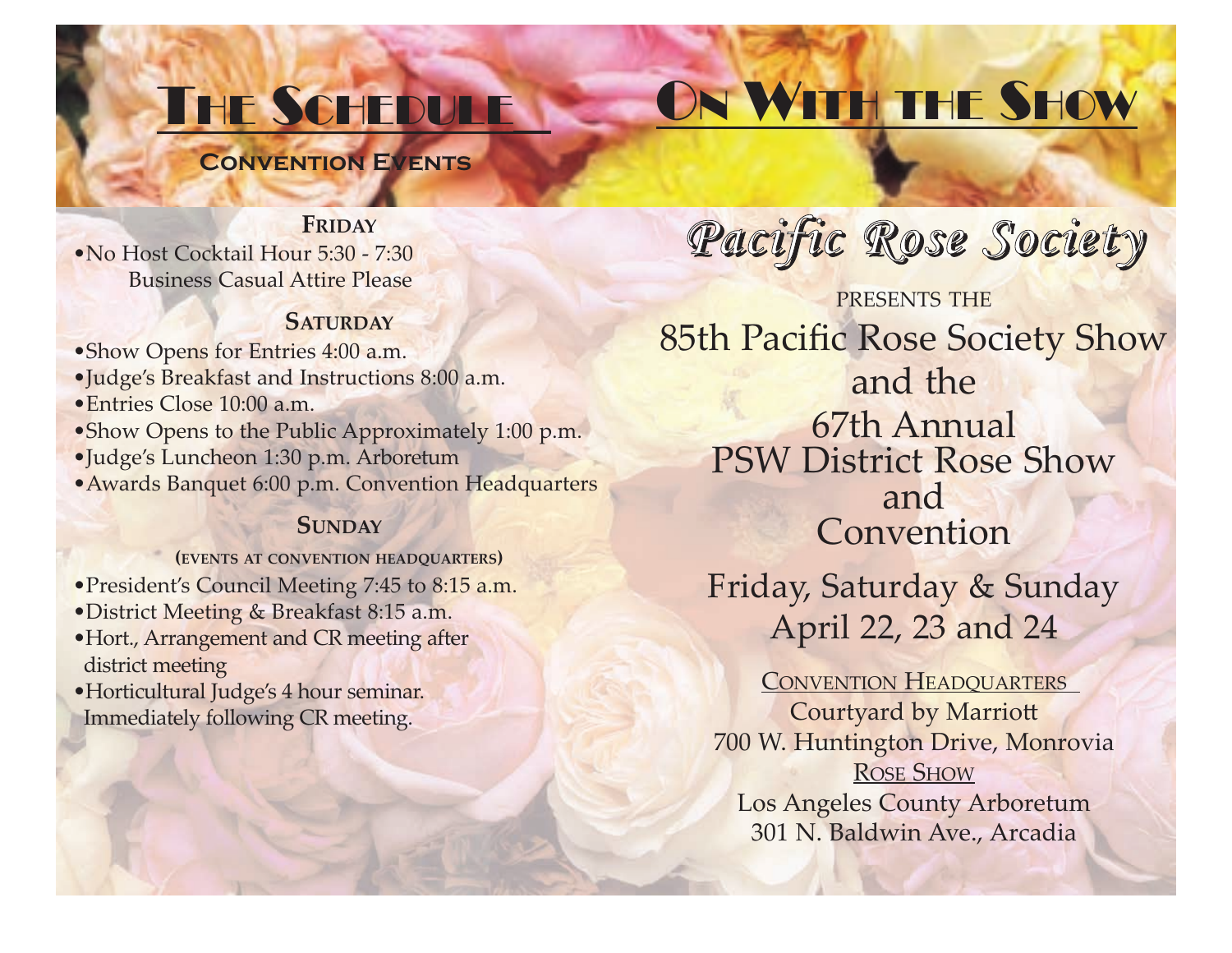# The Schedule

## Convention Events

### Friday

- No Host Cocktail Hour 5:30 - 7:30
  Business Casual Attire Please

### Saturday

- Show Opens for Entries 4:00 a.m.
- Judge's Breakfast and Instructions 8:00 a.m.
- Entries Close 10:00 a.m.
- Show Opens to the Public Approximately 1:00 p.m.
- Judge's Luncheon 1:30 p.m. Arboretum
- Awards Banquet 6:00 p.m. Convention Headquarters

### Sunday

**(events at convention headquarters)**

- President's Council Meeting 7:45 to 8:15 a.m.
- District Meeting & Breakfast 8:15 a.m.
- Hort., Arrangement and CR meeting after district meeting
- Horticultural Judge's 4 hour seminar. Immediately following CR meeting.

# On With the Show

## *Pacific Rose Society*

PRESENTS THE

85th Pacific Rose Society Show
and the
67th Annual
PSW District Rose Show
and
Convention

Friday, Saturday & Sunday
April 22, 23 and 24

CONVENTION HEADQUARTERS
Courtyard by Marriott
700 W. Huntington Drive, Monrovia

ROSE SHOW
Los Angeles County Arboretum
301 N. Baldwin Ave., Arcadia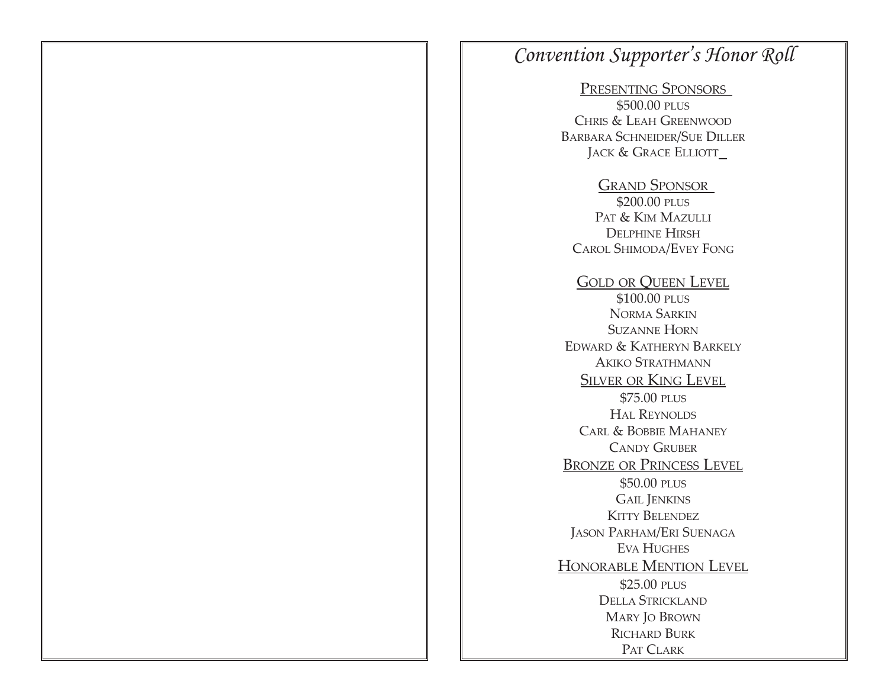# *Convention Supporter's Honor Roll*

PRESENTING SPONSORS
$500.00 PLUS
CHRIS & LEAH GREENWOOD
BARBARA SCHNEIDER/SUE DILLER
JACK & GRACE ELLIOTT

GRAND SPONSOR
$200.00 PLUS
PAT & KIM MAZULLI
DELPHINE HIRSH
CAROL SHIMODA/EVEY FONG

GOLD OR QUEEN LEVEL
$100.00 PLUS
NORMA SARKIN
SUZANNE HORN
EDWARD & KATHERYN BARKELY
AKIKO STRATHMANN

SILVER OR KING LEVEL
$75.00 PLUS
HAL REYNOLDS
CARL & BOBBIE MAHANEY
CANDY GRUBER

BRONZE OR PRINCESS LEVEL
$50.00 PLUS
GAIL JENKINS
KITTY BELENDEZ
JASON PARHAM/ERI SUENAGA
EVA HUGHES

HONORABLE MENTION LEVEL
$25.00 PLUS
DELLA STRICKLAND
MARY JO BROWN
RICHARD BURK
PAT CLARK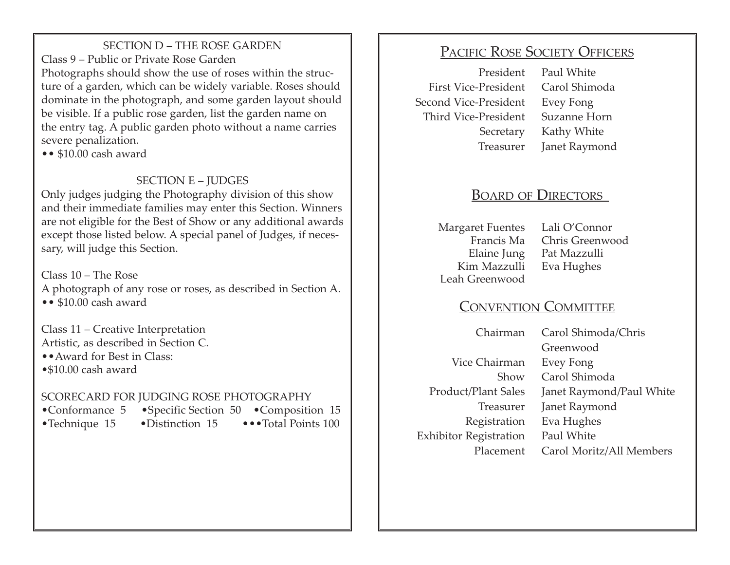## SECTION D – THE ROSE GARDEN

Class 9 – Public or Private Rose Garden

Photographs should show the use of roses within the structure of a garden, which can be widely variable. Roses should dominate in the photograph, and some garden layout should be visible. If a public rose garden, list the garden name on the entry tag. A public garden photo without a name carries severe penalization.

•• $10.00 cash award

## SECTION E – JUDGES

Only judges judging the Photography division of this show and their immediate families may enter this Section. Winners are not eligible for the Best of Show or any additional awards except those listed below. A special panel of Judges, if necessary, will judge this Section.

Class 10 – The Rose

A photograph of any rose or roses, as described in Section A.

•• $10.00 cash award

Class 11 – Creative Interpretation

Artistic, as described in Section C.

••Award for Best in Class:

•$10.00 cash award

SCORECARD FOR JUDGING ROSE PHOTOGRAPHY

•Conformance 5 •Specific Section 50 •Composition 15
•Technique 15 •Distinction 15 •••Total Points 100

## PACIFIC ROSE SOCIETY OFFICERS

| | |
|---|---|
| President | Paul White |
| First Vice-President | Carol Shimoda |
| Second Vice-President | Evey Fong |
| Third Vice-President | Suzanne Horn |
| Secretary | Kathy White |
| Treasurer | Janet Raymond |

## BOARD OF DIRECTORS

| | |
|---|---|
| Margaret Fuentes | Lali O'Connor |
| Francis Ma | Chris Greenwood |
| Elaine Jung | Pat Mazzulli |
| Kim Mazzulli | Eva Hughes |
| Leah Greenwood | |

## CONVENTION COMMITTEE

| | |
|---|---|
| Chairman | Carol Shimoda/Chris Greenwood |
| Vice Chairman | Evey Fong |
| Show | Carol Shimoda |
| Product/Plant Sales | Janet Raymond/Paul White |
| Treasurer | Janet Raymond |
| Registration | Eva Hughes |
| Exhibitor Registration | Paul White |
| Placement | Carol Moritz/All Members |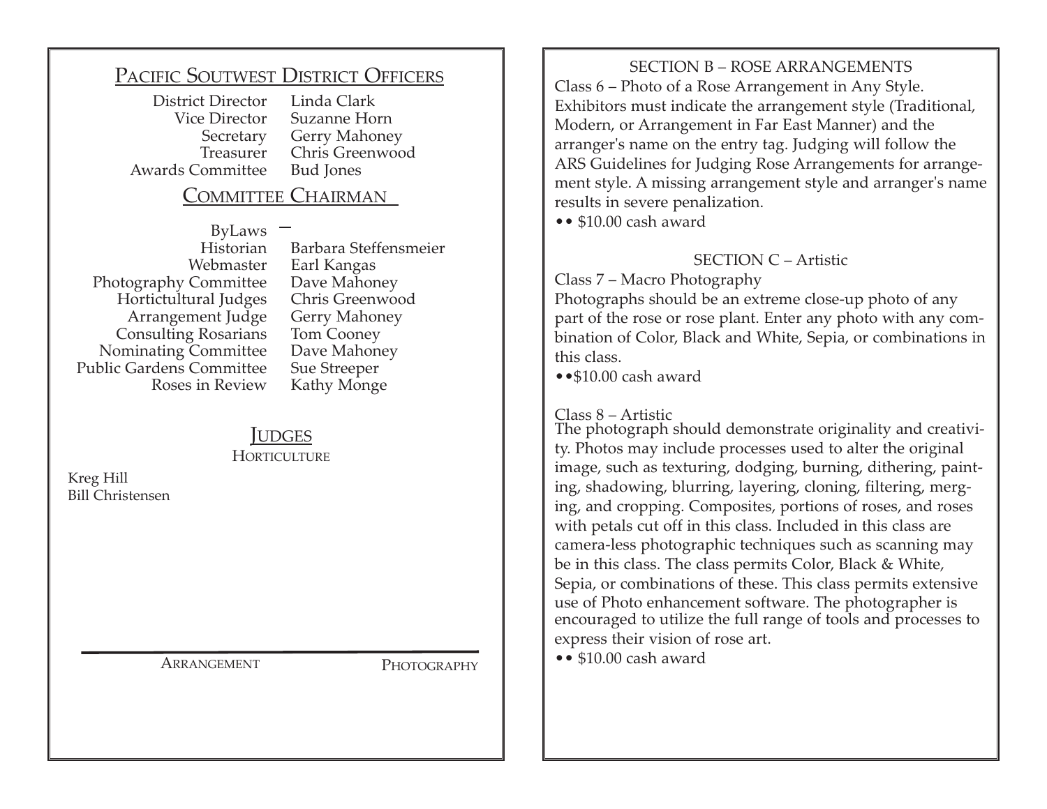## Pacific Soutwest District Officers

| | |
|---|---|
| District Director | Linda Clark |
| Vice Director | Suzanne Horn |
| Secretary | Gerry Mahoney |
| Treasurer | Chris Greenwood |
| Awards Committee | Bud Jones |

## Committee Chairman

| | |
|---|---|
| ByLaws | – |
| Historian | Barbara Steffensmeier |
| Webmaster | Earl Kangas |
| Photography Committee | Dave Mahoney |
| Horticultural Judges | Chris Greenwood |
| Arrangement Judge | Gerry Mahoney |
| Consulting Rosarians | Tom Cooney |
| Nominating Committee | Dave Mahoney |
| Public Gardens Committee | Sue Streeper |
| Roses in Review | Kathy Monge |

## Judges

### Horticulture

Kreg Hill
Bill Christensen

### Arrangement

### Photography

SECTION B – ROSE ARRANGEMENTS

Class 6 – Photo of a Rose Arrangement in Any Style.
Exhibitors must indicate the arrangement style (Traditional, Modern, or Arrangement in Far East Manner) and the arranger's name on the entry tag. Judging will follow the ARS Guidelines for Judging Rose Arrangements for arrangement style. A missing arrangement style and arranger's name results in severe penalization.

• • $10.00 cash award

SECTION C – Artistic

Class 7 – Macro Photography
Photographs should be an extreme close-up photo of any part of the rose or rose plant. Enter any photo with any combination of Color, Black and White, Sepia, or combinations in this class.

• •$10.00 cash award

Class 8 – Artistic
The photograph should demonstrate originality and creativity. Photos may include processes used to alter the original image, such as texturing, dodging, burning, dithering, painting, shadowing, blurring, layering, cloning, filtering, merging, and cropping. Composites, portions of roses, and roses with petals cut off in this class. Included in this class are camera-less photographic techniques such as scanning may be in this class. The class permits Color, Black & White, Sepia, or combinations of these. This class permits extensive use of Photo enhancement software. The photographer is encouraged to utilize the full range of tools and processes to express their vision of rose art.

• • $10.00 cash award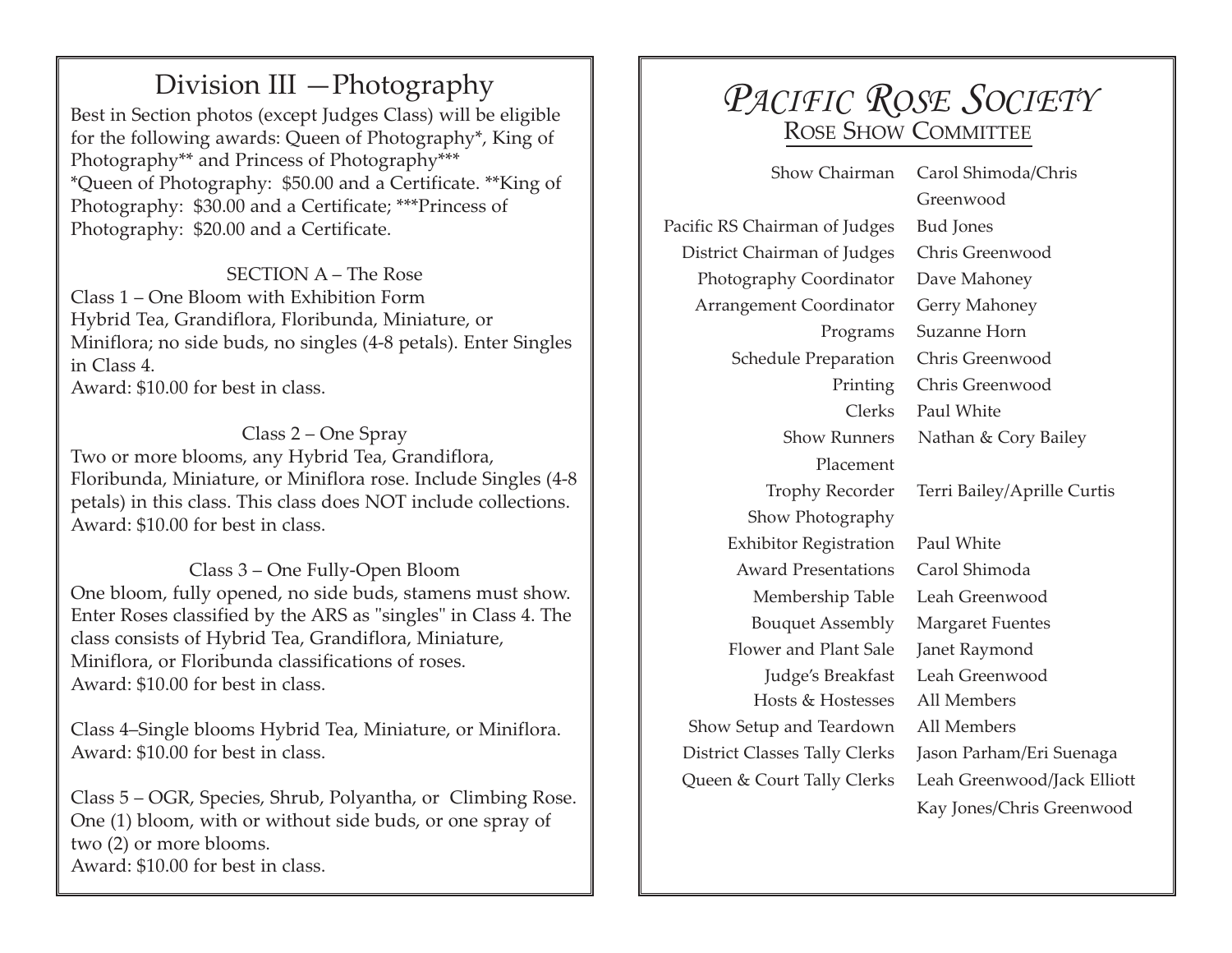# Division III —Photography

Best in Section photos (except Judges Class) will be eligible for the following awards: Queen of Photography*, King of Photography** and Princess of Photography***
*Queen of Photography: $50.00 and a Certificate. **King of Photography: $30.00 and a Certificate; ***Princess of Photography: $20.00 and a Certificate.

### SECTION A – The Rose

Class 1 – One Bloom with Exhibition Form
Hybrid Tea, Grandiflora, Floribunda, Miniature, or Miniflora; no side buds, no singles (4-8 petals). Enter Singles in Class 4.
Award: $10.00 for best in class.

Class 2 – One Spray
Two or more blooms, any Hybrid Tea, Grandiflora, Floribunda, Miniature, or Miniflora rose. Include Singles (4-8 petals) in this class. This class does NOT include collections.
Award: $10.00 for best in class.

Class 3 – One Fully-Open Bloom
One bloom, fully opened, no side buds, stamens must show. Enter Roses classified by the ARS as "singles" in Class 4. The class consists of Hybrid Tea, Grandiflora, Miniature, Miniflora, or Floribunda classifications of roses.
Award: $10.00 for best in class.

Class 4–Single blooms Hybrid Tea, Miniature, or Miniflora.
Award: $10.00 for best in class.

Class 5 – OGR, Species, Shrub, Polyantha, or Climbing Rose. One (1) bloom, with or without side buds, or one spray of two (2) or more blooms.
Award: $10.00 for best in class.

# *Pacific Rose Society*

## Rose Show Committee

| | |
|---|---|
| Show Chairman | Carol Shimoda/Chris Greenwood |
| Pacific RS Chairman of Judges | Bud Jones |
| District Chairman of Judges | Chris Greenwood |
| Photography Coordinator | Dave Mahoney |
| Arrangement Coordinator | Gerry Mahoney |
| Programs | Suzanne Horn |
| Schedule Preparation | Chris Greenwood |
| Printing | Chris Greenwood |
| Clerks | Paul White |
| Show Runners | Nathan & Cory Bailey |
| Placement | |
| Trophy Recorder | Terri Bailey/Aprille Curtis |
| Show Photography | |
| Exhibitor Registration | Paul White |
| Award Presentations | Carol Shimoda |
| Membership Table | Leah Greenwood |
| Bouquet Assembly | Margaret Fuentes |
| Flower and Plant Sale | Janet Raymond |
| Judge's Breakfast | Leah Greenwood |
| Hosts & Hostesses | All Members |
| Show Setup and Teardown | All Members |
| District Classes Tally Clerks | Jason Parham/Eri Suenaga |
| Queen & Court Tally Clerks | Leah Greenwood/Jack Elliott<br>Kay Jones/Chris Greenwood |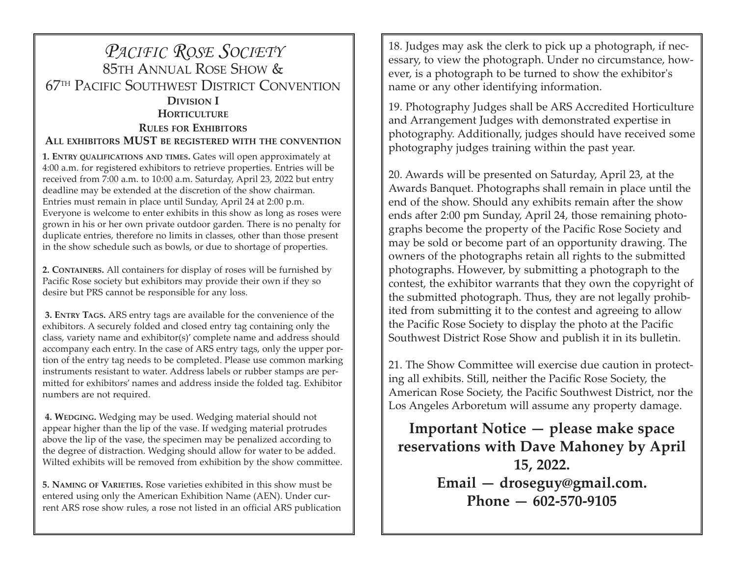# *Pacific Rose Society*

## 85th Annual Rose Show & 67th Pacific Southwest District Convention

### Division I

### Horticulture

### Rules for Exhibitors

### All exhibitors MUST be registered with the convention

**1. Entry qualifications and times.** Gates will open approximately at 4:00 a.m. for registered exhibitors to retrieve properties. Entries will be received from 7:00 a.m. to 10:00 a.m. Saturday, April 23, 2022 but entry deadline may be extended at the discretion of the show chairman. Entries must remain in place until Sunday, April 24 at 2:00 p.m. Everyone is welcome to enter exhibits in this show as long as roses were grown in his or her own private outdoor garden. There is no penalty for duplicate entries, therefore no limits in classes, other than those present in the show schedule such as bowls, or due to shortage of properties.

**2. Containers.** All containers for display of roses will be furnished by Pacific Rose society but exhibitors may provide their own if they so desire but PRS cannot be responsible for any loss.

**3. Entry Tags.** ARS entry tags are available for the convenience of the exhibitors. A securely folded and closed entry tag containing only the class, variety name and exhibitor(s)' complete name and address should accompany each entry. In the case of ARS entry tags, only the upper portion of the entry tag needs to be completed. Please use common marking instruments resistant to water. Address labels or rubber stamps are permitted for exhibitors' names and address inside the folded tag. Exhibitor numbers are not required.

**4. Wedging.** Wedging may be used. Wedging material should not appear higher than the lip of the vase. If wedging material protrudes above the lip of the vase, the specimen may be penalized according to the degree of distraction. Wedging should allow for water to be added. Wilted exhibits will be removed from exhibition by the show committee.

**5. Naming of Varieties.** Rose varieties exhibited in this show must be entered using only the American Exhibition Name (AEN). Under current ARS rose show rules, a rose not listed in an official ARS publication

18. Judges may ask the clerk to pick up a photograph, if necessary, to view the photograph. Under no circumstance, however, is a photograph to be turned to show the exhibitor's name or any other identifying information.

19. Photography Judges shall be ARS Accredited Horticulture and Arrangement Judges with demonstrated expertise in photography. Additionally, judges should have received some photography judges training within the past year.

20. Awards will be presented on Saturday, April 23, at the Awards Banquet. Photographs shall remain in place until the end of the show. Should any exhibits remain after the show ends after 2:00 pm Sunday, April 24, those remaining photographs become the property of the Pacific Rose Society and may be sold or become part of an opportunity drawing. The owners of the photographs retain all rights to the submitted photographs. However, by submitting a photograph to the contest, the exhibitor warrants that they own the copyright of the submitted photograph. Thus, they are not legally prohibited from submitting it to the contest and agreeing to allow the Pacific Rose Society to display the photo at the Pacific Southwest District Rose Show and publish it in its bulletin.

21. The Show Committee will exercise due caution in protecting all exhibits. Still, neither the Pacific Rose Society, the American Rose Society, the Pacific Southwest District, nor the Los Angeles Arboretum will assume any property damage.

**Important Notice — please make space reservations with Dave Mahoney by April 15, 2022.**

**Email — droseguy@gmail.com.**

**Phone — 602-570-9105**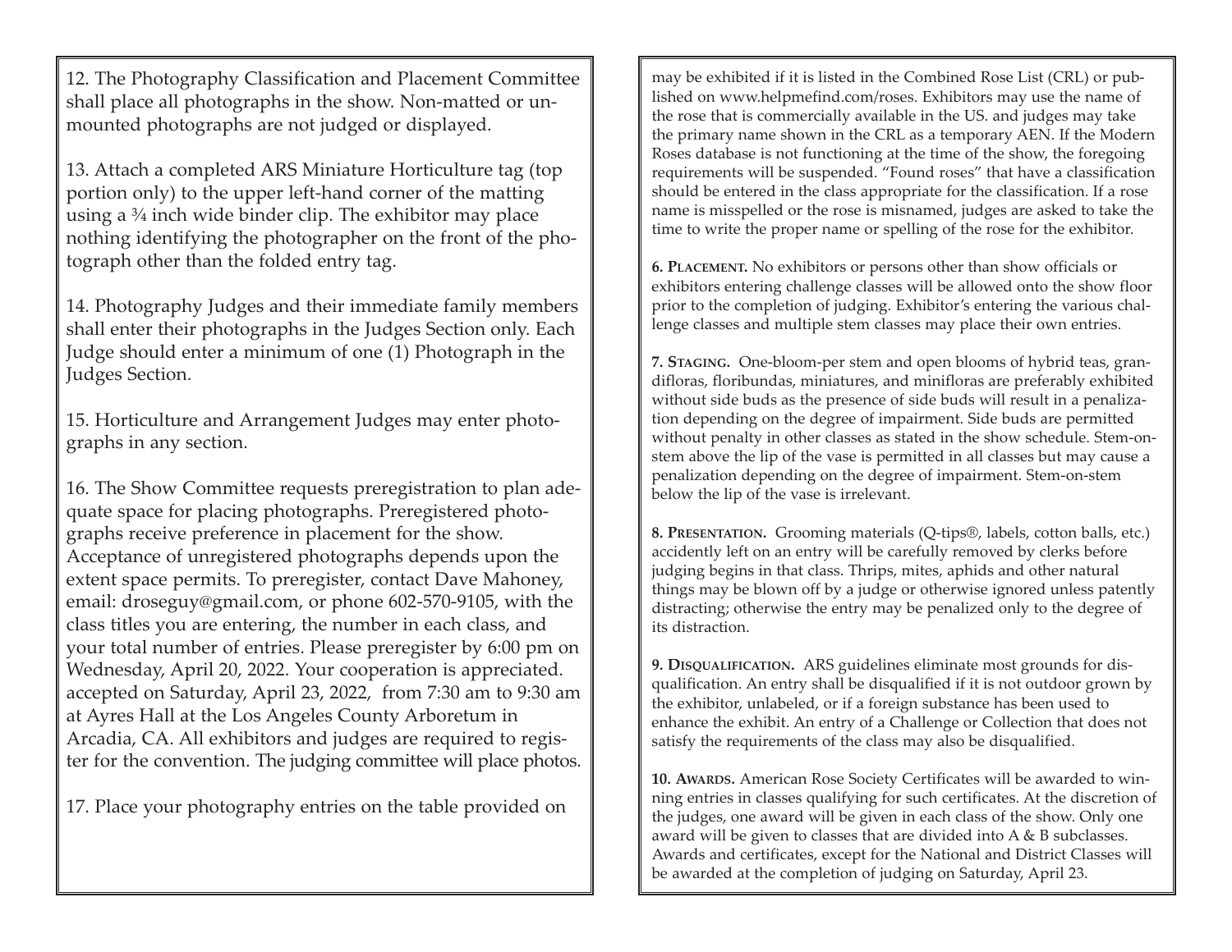12. The Photography Classification and Placement Committee shall place all photographs in the show. Non-matted or unmounted photographs are not judged or displayed.

13. Attach a completed ARS Miniature Horticulture tag (top portion only) to the upper left-hand corner of the matting using a ¾ inch wide binder clip. The exhibitor may place nothing identifying the photographer on the front of the photograph other than the folded entry tag.

14. Photography Judges and their immediate family members shall enter their photographs in the Judges Section only. Each Judge should enter a minimum of one (1) Photograph in the Judges Section.

15. Horticulture and Arrangement Judges may enter photographs in any section.

16. The Show Committee requests preregistration to plan adequate space for placing photographs. Preregistered photographs receive preference in placement for the show. Acceptance of unregistered photographs depends upon the extent space permits. To preregister, contact Dave Mahoney, email: droseguy@gmail.com, or phone 602-570-9105, with the class titles you are entering, the number in each class, and your total number of entries. Please preregister by 6:00 pm on Wednesday, April 20, 2022. Your cooperation is appreciated. accepted on Saturday, April 23, 2022, from 7:30 am to 9:30 am at Ayres Hall at the Los Angeles County Arboretum in Arcadia, CA. All exhibitors and judges are required to register for the convention. The judging committee will place photos.

17. Place your photography entries on the table provided on

may be exhibited if it is listed in the Combined Rose List (CRL) or published on www.helpmefind.com/roses. Exhibitors may use the name of the rose that is commercially available in the US. and judges may take the primary name shown in the CRL as a temporary AEN. If the Modern Roses database is not functioning at the time of the show, the foregoing requirements will be suspended. "Found roses" that have a classification should be entered in the class appropriate for the classification. If a rose name is misspelled or the rose is misnamed, judges are asked to take the time to write the proper name or spelling of the rose for the exhibitor.

**6. Placement.** No exhibitors or persons other than show officials or exhibitors entering challenge classes will be allowed onto the show floor prior to the completion of judging. Exhibitor's entering the various challenge classes and multiple stem classes may place their own entries.

**7. Staging.** One-bloom-per stem and open blooms of hybrid teas, grandifloras, floribundas, miniatures, and minifloras are preferably exhibited without side buds as the presence of side buds will result in a penalization depending on the degree of impairment. Side buds are permitted without penalty in other classes as stated in the show schedule. Stem-on-stem above the lip of the vase is permitted in all classes but may cause a penalization depending on the degree of impairment. Stem-on-stem below the lip of the vase is irrelevant.

**8. Presentation.** Grooming materials (Q-tips®, labels, cotton balls, etc.) accidently left on an entry will be carefully removed by clerks before judging begins in that class. Thrips, mites, aphids and other natural things may be blown off by a judge or otherwise ignored unless patently distracting; otherwise the entry may be penalized only to the degree of its distraction.

**9. Disqualification.** ARS guidelines eliminate most grounds for disqualification. An entry shall be disqualified if it is not outdoor grown by the exhibitor, unlabeled, or if a foreign substance has been used to enhance the exhibit. An entry of a Challenge or Collection that does not satisfy the requirements of the class may also be disqualified.

**10. Awards.** American Rose Society Certificates will be awarded to winning entries in classes qualifying for such certificates. At the discretion of the judges, one award will be given in each class of the show. Only one award will be given to classes that are divided into A & B subclasses. Awards and certificates, except for the National and District Classes will be awarded at the completion of judging on Saturday, April 23.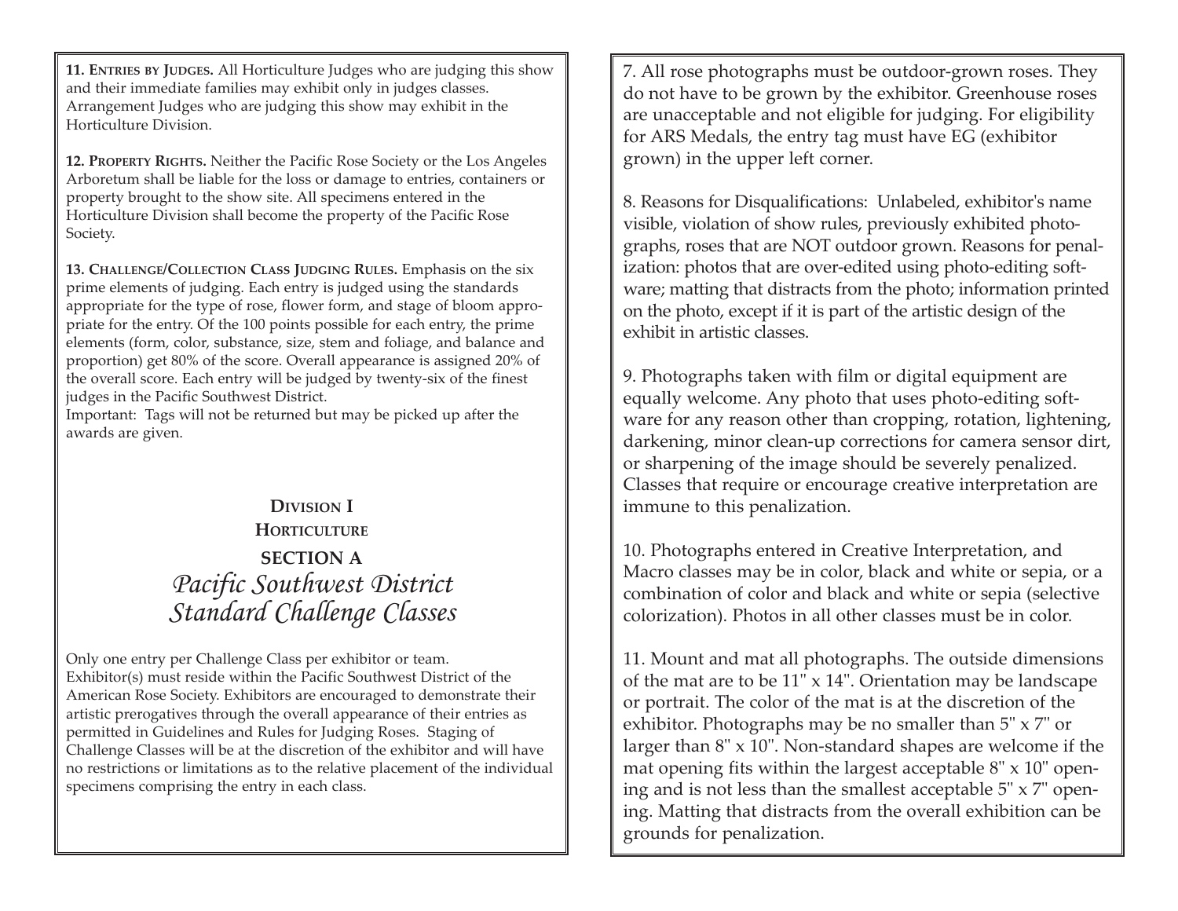**11. Entries by Judges.** All Horticulture Judges who are judging this show and their immediate families may exhibit only in judges classes. Arrangement Judges who are judging this show may exhibit in the Horticulture Division.

**12. Property Rights.** Neither the Pacific Rose Society or the Los Angeles Arboretum shall be liable for the loss or damage to entries, containers or property brought to the show site. All specimens entered in the Horticulture Division shall become the property of the Pacific Rose Society.

**13. Challenge/Collection Class Judging Rules.** Emphasis on the six prime elements of judging. Each entry is judged using the standards appropriate for the type of rose, flower form, and stage of bloom appropriate for the entry. Of the 100 points possible for each entry, the prime elements (form, color, substance, size, stem and foliage, and balance and proportion) get 80% of the score. Overall appearance is assigned 20% of the overall score. Each entry will be judged by twenty-six of the finest judges in the Pacific Southwest District.
Important: Tags will not be returned but may be picked up after the awards are given.

# Division I
# Horticulture
## SECTION A
## *Pacific Southwest District Standard Challenge Classes*

Only one entry per Challenge Class per exhibitor or team.
Exhibitor(s) must reside within the Pacific Southwest District of the American Rose Society. Exhibitors are encouraged to demonstrate their artistic prerogatives through the overall appearance of their entries as permitted in Guidelines and Rules for Judging Roses. Staging of Challenge Classes will be at the discretion of the exhibitor and will have no restrictions or limitations as to the relative placement of the individual specimens comprising the entry in each class.

7. All rose photographs must be outdoor-grown roses. They do not have to be grown by the exhibitor. Greenhouse roses are unacceptable and not eligible for judging. For eligibility for ARS Medals, the entry tag must have EG (exhibitor grown) in the upper left corner.

8. Reasons for Disqualifications: Unlabeled, exhibitor's name visible, violation of show rules, previously exhibited photographs, roses that are NOT outdoor grown. Reasons for penalization: photos that are over-edited using photo-editing software; matting that distracts from the photo; information printed on the photo, except if it is part of the artistic design of the exhibit in artistic classes.

9. Photographs taken with film or digital equipment are equally welcome. Any photo that uses photo-editing software for any reason other than cropping, rotation, lightening, darkening, minor clean-up corrections for camera sensor dirt, or sharpening of the image should be severely penalized. Classes that require or encourage creative interpretation are immune to this penalization.

10. Photographs entered in Creative Interpretation, and Macro classes may be in color, black and white or sepia, or a combination of color and black and white or sepia (selective colorization). Photos in all other classes must be in color.

11. Mount and mat all photographs. The outside dimensions of the mat are to be 11" x 14". Orientation may be landscape or portrait. The color of the mat is at the discretion of the exhibitor. Photographs may be no smaller than 5" x 7" or larger than 8" x 10". Non-standard shapes are welcome if the mat opening fits within the largest acceptable 8" x 10" opening and is not less than the smallest acceptable 5" x 7" opening. Matting that distracts from the overall exhibition can be grounds for penalization.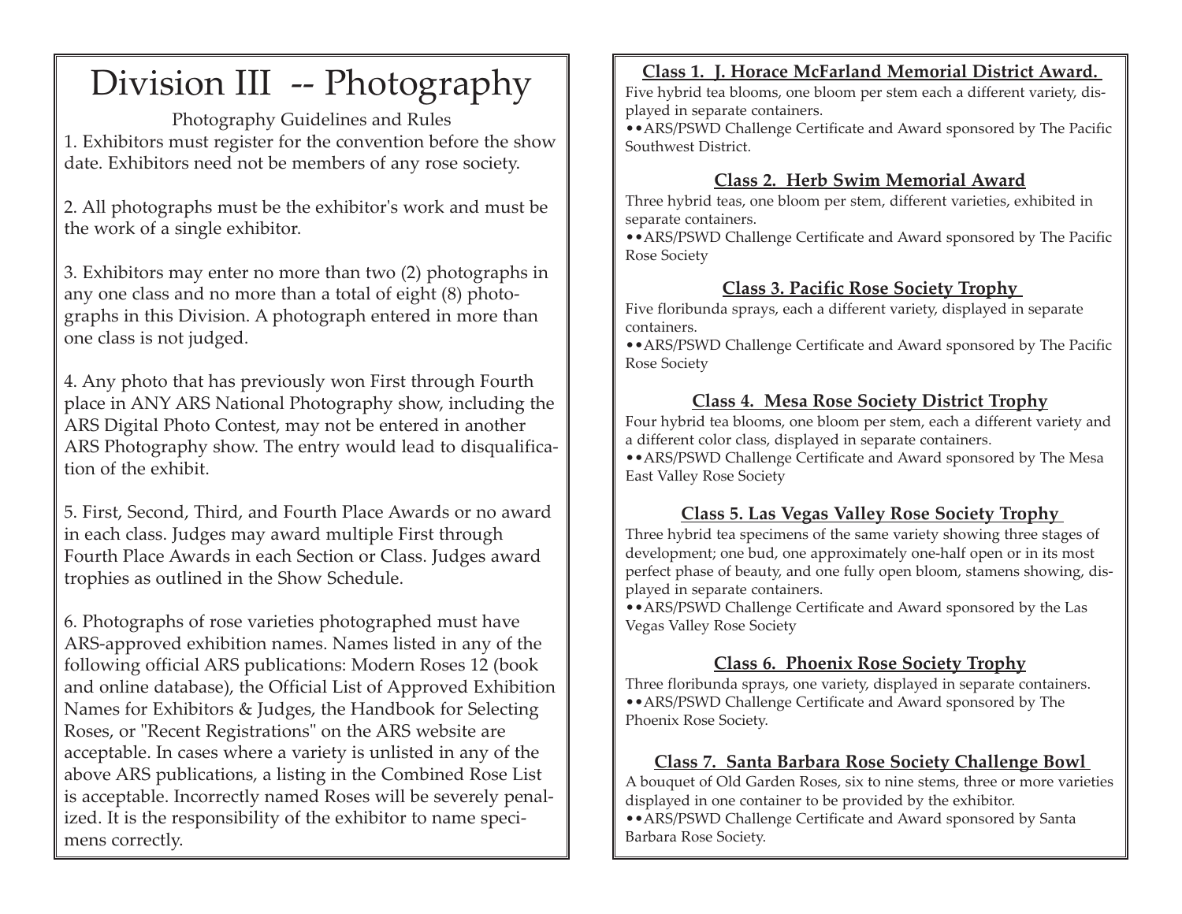# Division III -- Photography

Photography Guidelines and Rules

1. Exhibitors must register for the convention before the show date. Exhibitors need not be members of any rose society.

2. All photographs must be the exhibitor's work and must be the work of a single exhibitor.

3. Exhibitors may enter no more than two (2) photographs in any one class and no more than a total of eight (8) photographs in this Division. A photograph entered in more than one class is not judged.

4. Any photo that has previously won First through Fourth place in ANY ARS National Photography show, including the ARS Digital Photo Contest, may not be entered in another ARS Photography show. The entry would lead to disqualification of the exhibit.

5. First, Second, Third, and Fourth Place Awards or no award in each class. Judges may award multiple First through Fourth Place Awards in each Section or Class. Judges award trophies as outlined in the Show Schedule.

6. Photographs of rose varieties photographed must have ARS-approved exhibition names. Names listed in any of the following official ARS publications: Modern Roses 12 (book and online database), the Official List of Approved Exhibition Names for Exhibitors & Judges, the Handbook for Selecting Roses, or "Recent Registrations" on the ARS website are acceptable. In cases where a variety is unlisted in any of the above ARS publications, a listing in the Combined Rose List is acceptable. Incorrectly named Roses will be severely penalized. It is the responsibility of the exhibitor to name specimens correctly.

### Class 1. J. Horace McFarland Memorial District Award.

Five hybrid tea blooms, one bloom per stem each a different variety, displayed in separate containers.

••ARS/PSWD Challenge Certificate and Award sponsored by The Pacific Southwest District.

### Class 2. Herb Swim Memorial Award

Three hybrid teas, one bloom per stem, different varieties, exhibited in separate containers.

••ARS/PSWD Challenge Certificate and Award sponsored by The Pacific Rose Society

### Class 3. Pacific Rose Society Trophy

Five floribunda sprays, each a different variety, displayed in separate containers.

••ARS/PSWD Challenge Certificate and Award sponsored by The Pacific Rose Society

### Class 4. Mesa Rose Society District Trophy

Four hybrid tea blooms, one bloom per stem, each a different variety and a different color class, displayed in separate containers.

••ARS/PSWD Challenge Certificate and Award sponsored by The Mesa East Valley Rose Society

### Class 5. Las Vegas Valley Rose Society Trophy

Three hybrid tea specimens of the same variety showing three stages of development; one bud, one approximately one-half open or in its most perfect phase of beauty, and one fully open bloom, stamens showing, displayed in separate containers.

••ARS/PSWD Challenge Certificate and Award sponsored by the Las Vegas Valley Rose Society

### Class 6. Phoenix Rose Society Trophy

Three floribunda sprays, one variety, displayed in separate containers.

••ARS/PSWD Challenge Certificate and Award sponsored by The Phoenix Rose Society.

### Class 7. Santa Barbara Rose Society Challenge Bowl

A bouquet of Old Garden Roses, six to nine stems, three or more varieties displayed in one container to be provided by the exhibitor.

••ARS/PSWD Challenge Certificate and Award sponsored by Santa Barbara Rose Society.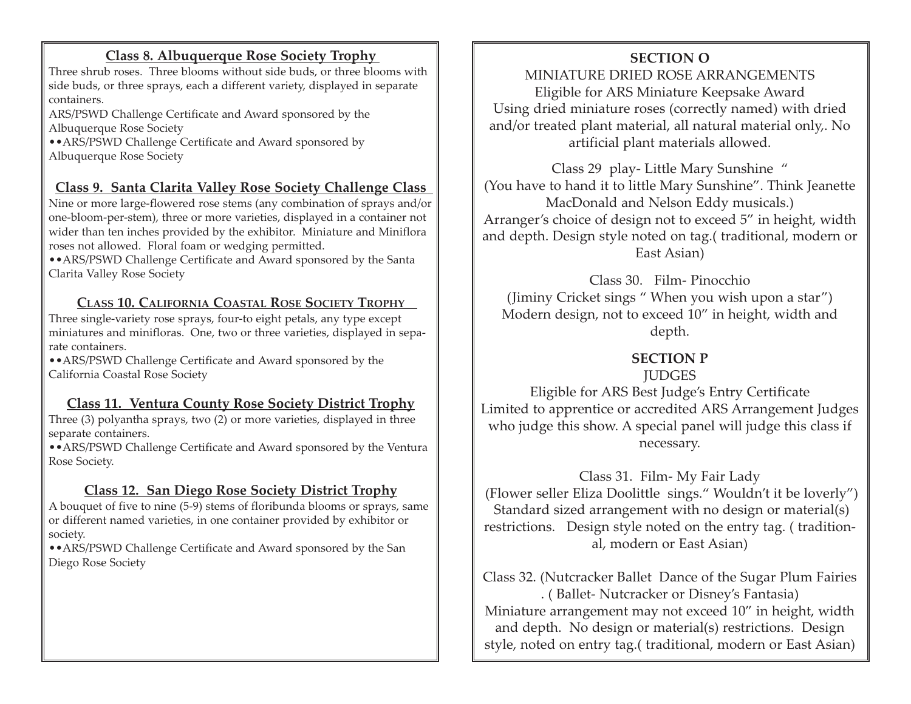### Class 8. Albuquerque Rose Society Trophy

Three shrub roses. Three blooms without side buds, or three blooms with side buds, or three sprays, each a different variety, displayed in separate containers.

ARS/PSWD Challenge Certificate and Award sponsored by the Albuquerque Rose Society

••ARS/PSWD Challenge Certificate and Award sponsored by Albuquerque Rose Society

### Class 9. Santa Clarita Valley Rose Society Challenge Class

Nine or more large-flowered rose stems (any combination of sprays and/or one-bloom-per-stem), three or more varieties, displayed in a container not wider than ten inches provided by the exhibitor. Miniature and Miniflora roses not allowed. Floral foam or wedging permitted.

••ARS/PSWD Challenge Certificate and Award sponsored by the Santa Clarita Valley Rose Society

### Class 10. California Coastal Rose Society Trophy

Three single-variety rose sprays, four-to eight petals, any type except miniatures and minifloras. One, two or three varieties, displayed in separate containers.

••ARS/PSWD Challenge Certificate and Award sponsored by the California Coastal Rose Society

### Class 11. Ventura County Rose Society District Trophy

Three (3) polyantha sprays, two (2) or more varieties, displayed in three separate containers.

••ARS/PSWD Challenge Certificate and Award sponsored by the Ventura Rose Society.

### Class 12. San Diego Rose Society District Trophy

A bouquet of five to nine (5-9) stems of floribunda blooms or sprays, same or different named varieties, in one container provided by exhibitor or society.

••ARS/PSWD Challenge Certificate and Award sponsored by the San Diego Rose Society

## SECTION O

MINIATURE DRIED ROSE ARRANGEMENTS

Eligible for ARS Miniature Keepsake Award

Using dried miniature roses (correctly named) with dried and/or treated plant material, all natural material only,. No artificial plant materials allowed.

Class 29 play- Little Mary Sunshine "

(You have to hand it to little Mary Sunshine". Think Jeanette MacDonald and Nelson Eddy musicals.)

Arranger's choice of design not to exceed 5" in height, width and depth. Design style noted on tag.( traditional, modern or East Asian)

Class 30. Film- Pinocchio

(Jiminy Cricket sings " When you wish upon a star")

Modern design, not to exceed 10" in height, width and depth.

## SECTION P

JUDGES

Eligible for ARS Best Judge's Entry Certificate

Limited to apprentice or accredited ARS Arrangement Judges who judge this show. A special panel will judge this class if necessary.

Class 31. Film- My Fair Lady

(Flower seller Eliza Doolittle sings." Wouldn't it be loverly")

Standard sized arrangement with no design or material(s) restrictions. Design style noted on the entry tag. ( traditional, modern or East Asian)

Class 32. (Nutcracker Ballet Dance of the Sugar Plum Fairies . ( Ballet- Nutcracker or Disney's Fantasia)

Miniature arrangement may not exceed 10" in height, width and depth. No design or material(s) restrictions. Design style, noted on entry tag.( traditional, modern or East Asian)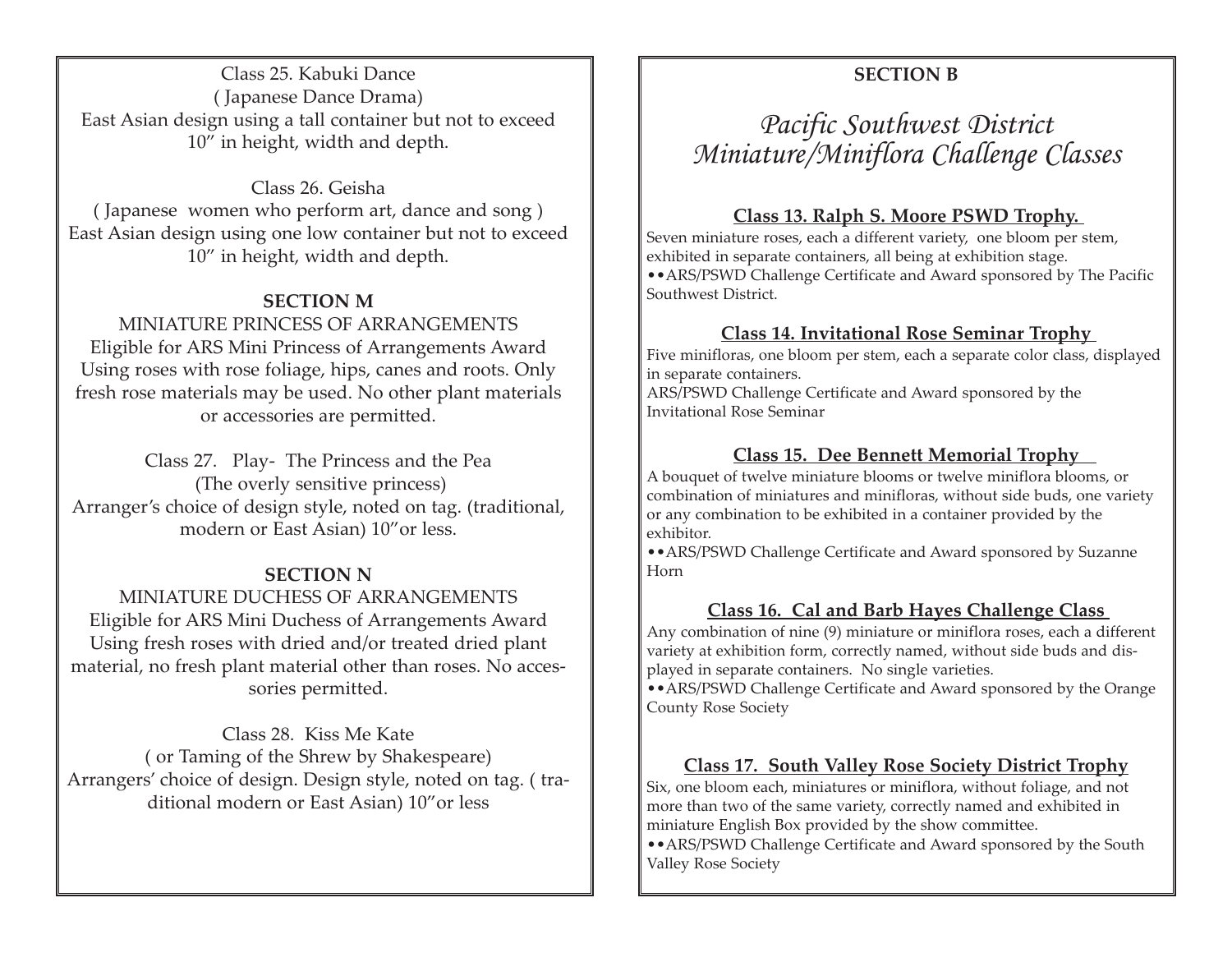Class 25. Kabuki Dance
( Japanese Dance Drama)
East Asian design using a tall container but not to exceed 10" in height, width and depth.

Class 26. Geisha
( Japanese women who perform art, dance and song )
East Asian design using one low container but not to exceed 10" in height, width and depth.

**SECTION M**

MINIATURE PRINCESS OF ARRANGEMENTS
Eligible for ARS Mini Princess of Arrangements Award
Using roses with rose foliage, hips, canes and roots. Only fresh rose materials may be used. No other plant materials or accessories are permitted.

Class 27. Play- The Princess and the Pea
(The overly sensitive princess)
Arranger's choice of design style, noted on tag. (traditional, modern or East Asian) 10"or less.

**SECTION N**

MINIATURE DUCHESS OF ARRANGEMENTS
Eligible for ARS Mini Duchess of Arrangements Award
Using fresh roses with dried and/or treated dried plant material, no fresh plant material other than roses. No accessories permitted.

Class 28. Kiss Me Kate
( or Taming of the Shrew by Shakespeare)
Arrangers' choice of design. Design style, noted on tag. ( traditional modern or East Asian) 10"or less

**SECTION B**

# *Pacific Southwest District Miniature/Miniflora Challenge Classes*

### Class 13. Ralph S. Moore PSWD Trophy.

Seven miniature roses, each a different variety, one bloom per stem, exhibited in separate containers, all being at exhibition stage.
••ARS/PSWD Challenge Certificate and Award sponsored by The Pacific Southwest District.

### Class 14. Invitational Rose Seminar Trophy

Five minifloras, one bloom per stem, each a separate color class, displayed in separate containers.
ARS/PSWD Challenge Certificate and Award sponsored by the Invitational Rose Seminar

### Class 15. Dee Bennett Memorial Trophy

A bouquet of twelve miniature blooms or twelve miniflora blooms, or combination of miniatures and minifloras, without side buds, one variety or any combination to be exhibited in a container provided by the exhibitor.
••ARS/PSWD Challenge Certificate and Award sponsored by Suzanne Horn

### Class 16. Cal and Barb Hayes Challenge Class

Any combination of nine (9) miniature or miniflora roses, each a different variety at exhibition form, correctly named, without side buds and displayed in separate containers. No single varieties.
••ARS/PSWD Challenge Certificate and Award sponsored by the Orange County Rose Society

### Class 17. South Valley Rose Society District Trophy

Six, one bloom each, miniatures or miniflora, without foliage, and not more than two of the same variety, correctly named and exhibited in miniature English Box provided by the show committee.
••ARS/PSWD Challenge Certificate and Award sponsored by the South Valley Rose Society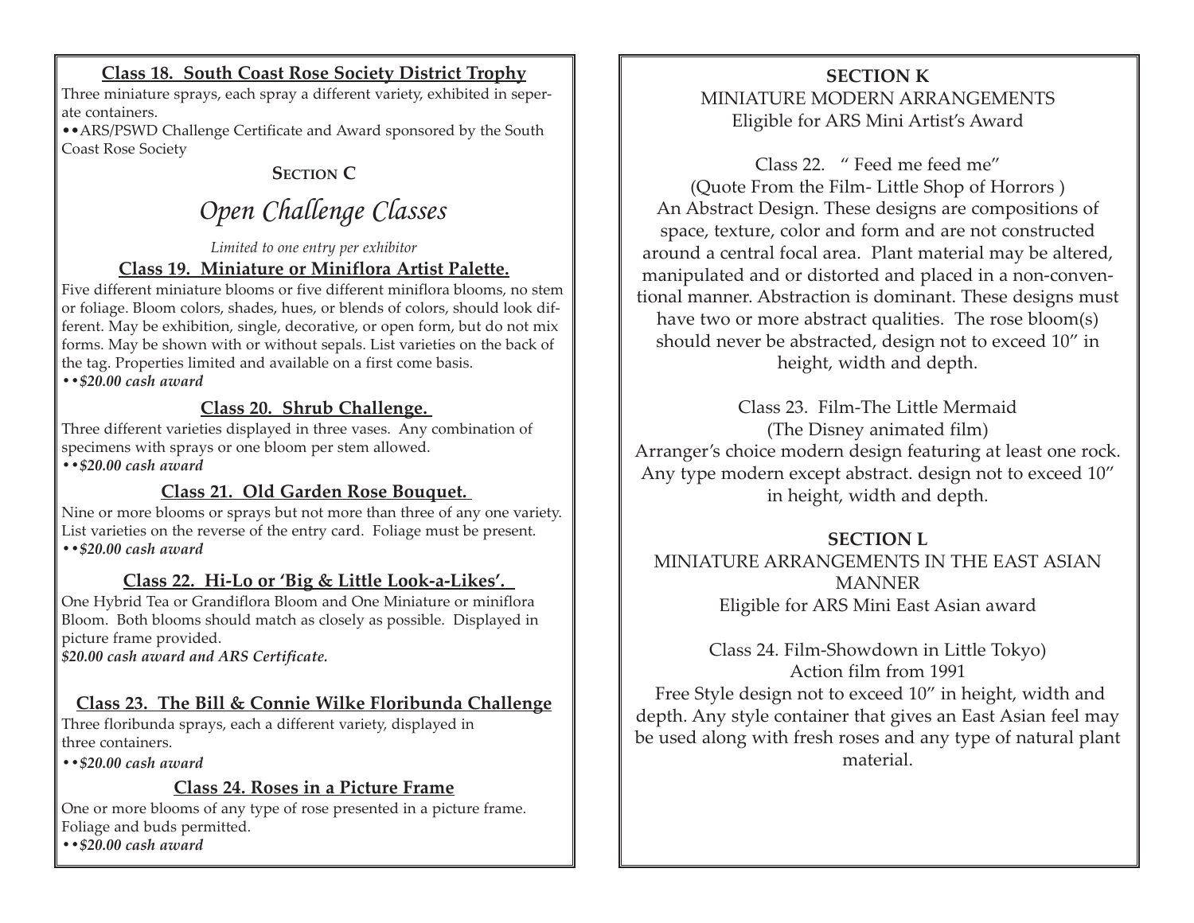### Class 18. South Coast Rose Society District Trophy

Three miniature sprays, each spray a different variety, exhibited in seperate containers.

••ARS/PSWD Challenge Certificate and Award sponsored by the South Coast Rose Society

## Section C

# *Open Challenge Classes*

*Limited to one entry per exhibitor*

### Class 19. Miniature or Miniflora Artist Palette.

Five different miniature blooms or five different miniflora blooms, no stem or foliage. Bloom colors, shades, hues, or blends of colors, should look different. May be exhibition, single, decorative, or open form, but do not mix forms. May be shown with or without sepals. List varieties on the back of the tag. Properties limited and available on a first come basis.

***••$20.00 cash award***

### Class 20. Shrub Challenge.

Three different varieties displayed in three vases. Any combination of specimens with sprays or one bloom per stem allowed.

***••$20.00 cash award***

### Class 21. Old Garden Rose Bouquet.

Nine or more blooms or sprays but not more than three of any one variety. List varieties on the reverse of the entry card. Foliage must be present.

***••$20.00 cash award***

### Class 22. Hi-Lo or 'Big & Little Look-a-Likes'.

One Hybrid Tea or Grandiflora Bloom and One Miniature or miniflora Bloom. Both blooms should match as closely as possible. Displayed in picture frame provided.

***$20.00 cash award and ARS Certificate.***

### Class 23. The Bill & Connie Wilke Floribunda Challenge

Three floribunda sprays, each a different variety, displayed in three containers.

***••$20.00 cash award***

### Class 24. Roses in a Picture Frame

One or more blooms of any type of rose presented in a picture frame. Foliage and buds permitted.

***••$20.00 cash award***

## SECTION K

MINIATURE MODERN ARRANGEMENTS

Eligible for ARS Mini Artist's Award

Class 22. " Feed me feed me"

(Quote From the Film- Little Shop of Horrors )

An Abstract Design. These designs are compositions of space, texture, color and form and are not constructed around a central focal area. Plant material may be altered, manipulated and or distorted and placed in a non-conventional manner. Abstraction is dominant. These designs must have two or more abstract qualities. The rose bloom(s) should never be abstracted, design not to exceed 10" in height, width and depth.

Class 23. Film-The Little Mermaid

(The Disney animated film)

Arranger's choice modern design featuring at least one rock. Any type modern except abstract. design not to exceed 10" in height, width and depth.

## SECTION L

MINIATURE ARRANGEMENTS IN THE EAST ASIAN MANNER

Eligible for ARS Mini East Asian award

Class 24. Film-Showdown in Little Tokyo)

Action film from 1991

Free Style design not to exceed 10" in height, width and depth. Any style container that gives an East Asian feel may be used along with fresh roses and any type of natural plant material.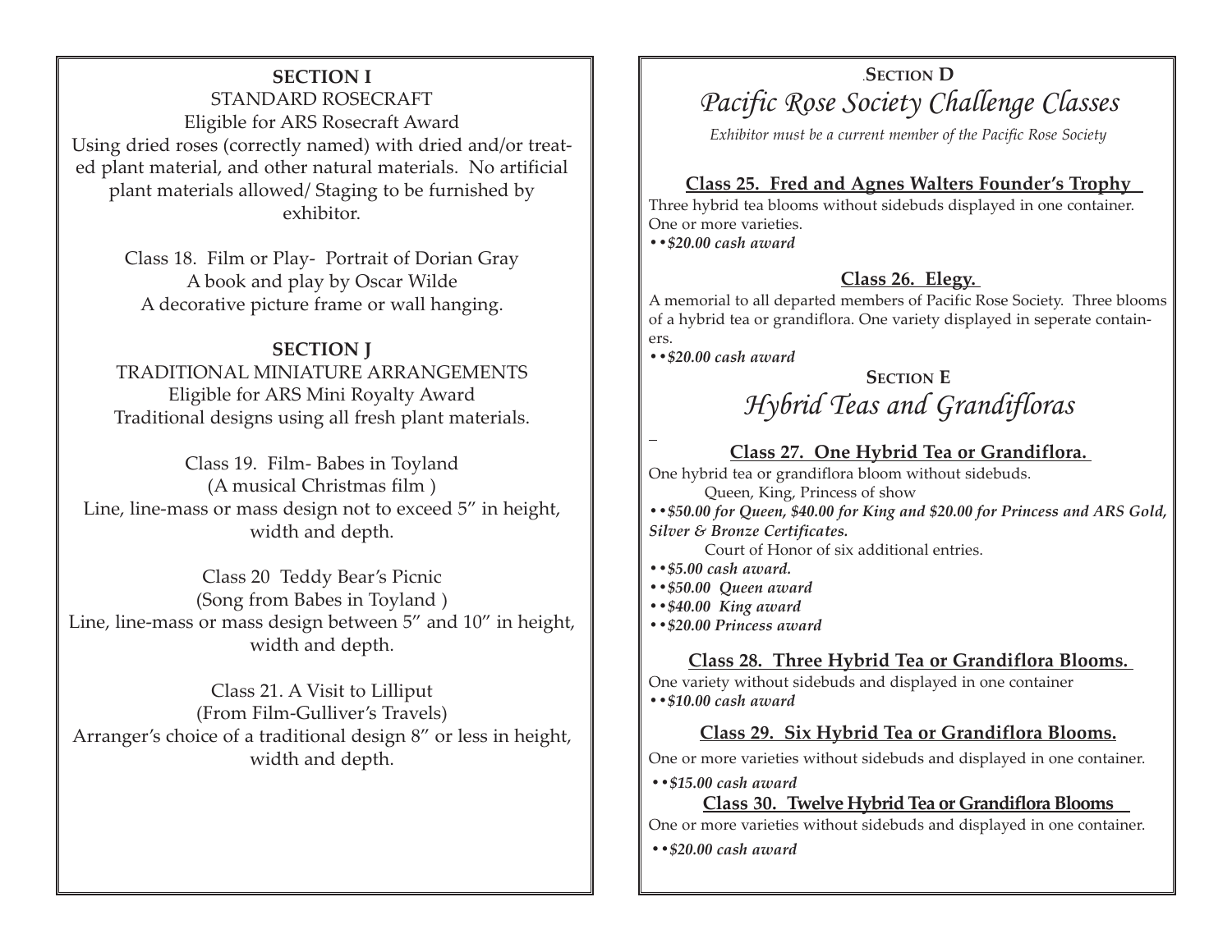## SECTION I

STANDARD ROSECRAFT

Eligible for ARS Rosecraft Award

Using dried roses (correctly named) with dried and/or treated plant material, and other natural materials. No artificial plant materials allowed/ Staging to be furnished by exhibitor.

Class 18. Film or Play- Portrait of Dorian Gray
A book and play by Oscar Wilde
A decorative picture frame or wall hanging.

## SECTION J

TRADITIONAL MINIATURE ARRANGEMENTS

Eligible for ARS Mini Royalty Award

Traditional designs using all fresh plant materials.

Class 19. Film- Babes in Toyland
(A musical Christmas film )
Line, line-mass or mass design not to exceed 5" in height, width and depth.

Class 20 Teddy Bear's Picnic
(Song from Babes in Toyland )
Line, line-mass or mass design between 5" and 10" in height, width and depth.

Class 21. A Visit to Lilliput
(From Film-Gulliver's Travels)
Arranger's choice of a traditional design 8" or less in height, width and depth.

## SECTION D

# *Pacific Rose Society Challenge Classes*

*Exhibitor must be a current member of the Pacific Rose Society*

### Class 25. Fred and Agnes Walters Founder's Trophy

Three hybrid tea blooms without sidebuds displayed in one container. One or more varieties.

*••$20.00 cash award*

### Class 26. Elegy.

A memorial to all departed members of Pacific Rose Society. Three blooms of a hybrid tea or grandiflora. One variety displayed in seperate containers.

*••$20.00 cash award*

## SECTION E

# *Hybrid Teas and Grandifloras*

### Class 27. One Hybrid Tea or Grandiflora.

One hybrid tea or grandiflora bloom without sidebuds.

Queen, King, Princess of show

*••$50.00 for Queen, $40.00 for King and $20.00 for Princess and ARS Gold, Silver & Bronze Certificates.*

Court of Honor of six additional entries.

*••$5.00 cash award.*

*••$50.00 Queen award*

*••$40.00 King award*

*••$20.00 Princess award*

### Class 28. Three Hybrid Tea or Grandiflora Blooms.

One variety without sidebuds and displayed in one container

*••$10.00 cash award*

### Class 29. Six Hybrid Tea or Grandiflora Blooms.

One or more varieties without sidebuds and displayed in one container.

*••$15.00 cash award*

### Class 30. Twelve Hybrid Tea or Grandiflora Blooms

One or more varieties without sidebuds and displayed in one container.

*••$20.00 cash award*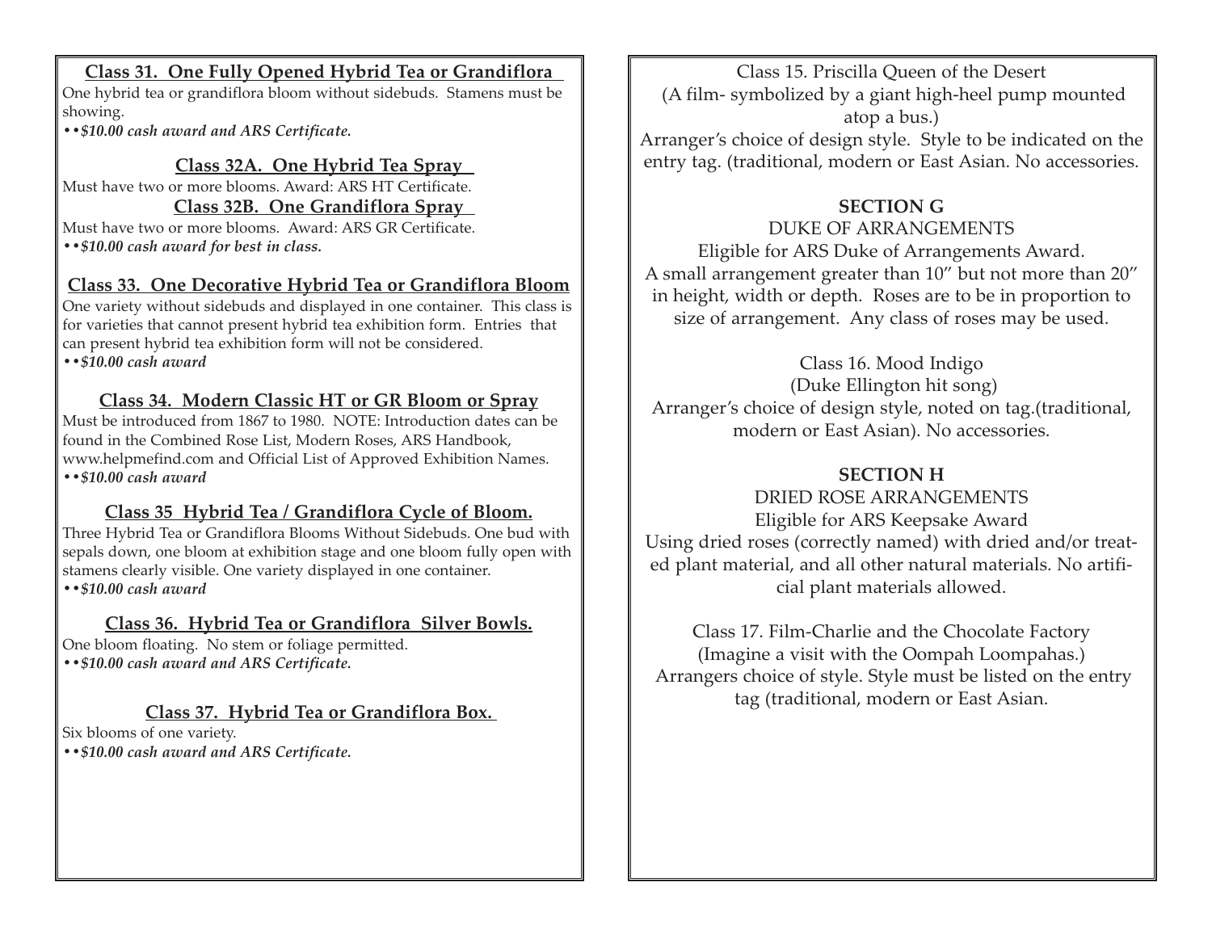**Class 31. One Fully Opened Hybrid Tea or Grandiflora**

One hybrid tea or grandiflora bloom without sidebuds. Stamens must be showing.

*••$10.00 cash award and ARS Certificate.*

**Class 32A. One Hybrid Tea Spray**

Must have two or more blooms. Award: ARS HT Certificate.

**Class 32B. One Grandiflora Spray**

Must have two or more blooms. Award: ARS GR Certificate.

*••$10.00 cash award for best in class.*

**Class 33. One Decorative Hybrid Tea or Grandiflora Bloom**

One variety without sidebuds and displayed in one container. This class is for varieties that cannot present hybrid tea exhibition form. Entries that can present hybrid tea exhibition form will not be considered.

*••$10.00 cash award*

**Class 34. Modern Classic HT or GR Bloom or Spray**

Must be introduced from 1867 to 1980. NOTE: Introduction dates can be found in the Combined Rose List, Modern Roses, ARS Handbook, www.helpmefind.com and Official List of Approved Exhibition Names.

*••$10.00 cash award*

**Class 35 Hybrid Tea / Grandiflora Cycle of Bloom.**

Three Hybrid Tea or Grandiflora Blooms Without Sidebuds. One bud with sepals down, one bloom at exhibition stage and one bloom fully open with stamens clearly visible. One variety displayed in one container.

*••$10.00 cash award*

**Class 36. Hybrid Tea or Grandiflora Silver Bowls.**

One bloom floating. No stem or foliage permitted.

*••$10.00 cash award and ARS Certificate.*

**Class 37. Hybrid Tea or Grandiflora Box.**

Six blooms of one variety.

*••$10.00 cash award and ARS Certificate.*

Class 15. Priscilla Queen of the Desert

(A film- symbolized by a giant high-heel pump mounted atop a bus.)

Arranger's choice of design style. Style to be indicated on the entry tag. (traditional, modern or East Asian. No accessories.

## SECTION G

DUKE OF ARRANGEMENTS

Eligible for ARS Duke of Arrangements Award.

A small arrangement greater than 10" but not more than 20" in height, width or depth. Roses are to be in proportion to size of arrangement. Any class of roses may be used.

Class 16. Mood Indigo

(Duke Ellington hit song)

Arranger's choice of design style, noted on tag.(traditional, modern or East Asian). No accessories.

## SECTION H

DRIED ROSE ARRANGEMENTS

Eligible for ARS Keepsake Award

Using dried roses (correctly named) with dried and/or treated plant material, and all other natural materials. No artificial plant materials allowed.

Class 17. Film-Charlie and the Chocolate Factory

(Imagine a visit with the Oompah Loompahas.)

Arrangers choice of style. Style must be listed on the entry tag (traditional, modern or East Asian.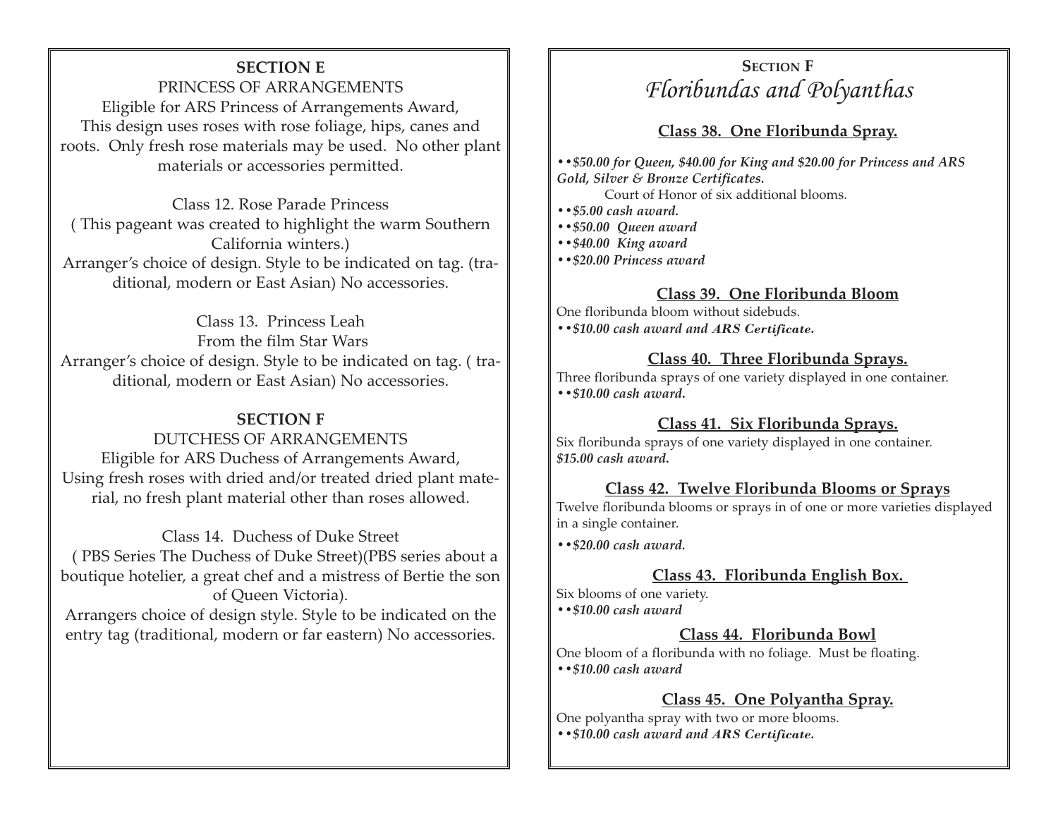## SECTION E

PRINCESS OF ARRANGEMENTS

Eligible for ARS Princess of Arrangements Award, This design uses roses with rose foliage, hips, canes and roots. Only fresh rose materials may be used. No other plant materials or accessories permitted.

Class 12. Rose Parade Princess

( This pageant was created to highlight the warm Southern California winters.)

Arranger's choice of design. Style to be indicated on tag. (traditional, modern or East Asian) No accessories.

Class 13. Princess Leah

From the film Star Wars

Arranger's choice of design. Style to be indicated on tag. ( traditional, modern or East Asian) No accessories.

## SECTION F

DUTCHESS OF ARRANGEMENTS

Eligible for ARS Duchess of Arrangements Award, Using fresh roses with dried and/or treated dried plant material, no fresh plant material other than roses allowed.

Class 14. Duchess of Duke Street

( PBS Series The Duchess of Duke Street)(PBS series about a boutique hotelier, a great chef and a mistress of Bertie the son of Queen Victoria).

Arrangers choice of design style. Style to be indicated on the entry tag (traditional, modern or far eastern) No accessories.

## SECTION F
# *Floribundas and Polyanthas*

### Class 38. One Floribunda Spray.

***••$50.00 for Queen, $40.00 for King and $20.00 for Princess and ARS Gold, Silver & Bronze Certificates.***

Court of Honor of six additional blooms.

***••$5.00 cash award.***
***••$50.00 Queen award***
***••$40.00 King award***
***••$20.00 Princess award***

### Class 39. One Floribunda Bloom

One floribunda bloom without sidebuds.
***••$10.00 cash award and ARS Certificate.***

### Class 40. Three Floribunda Sprays.

Three floribunda sprays of one variety displayed in one container.
***••$10.00 cash award.***

### Class 41. Six Floribunda Sprays.

Six floribunda sprays of one variety displayed in one container.
***$15.00 cash award.***

### Class 42. Twelve Floribunda Blooms or Sprays

Twelve floribunda blooms or sprays in of one or more varieties displayed in a single container.

***••$20.00 cash award.***

### Class 43. Floribunda English Box.

Six blooms of one variety.
***••$10.00 cash award***

### Class 44. Floribunda Bowl

One bloom of a floribunda with no foliage. Must be floating.
***••$10.00 cash award***

### Class 45. One Polyantha Spray.

One polyantha spray with two or more blooms.
***••$10.00 cash award and ARS Certificate.***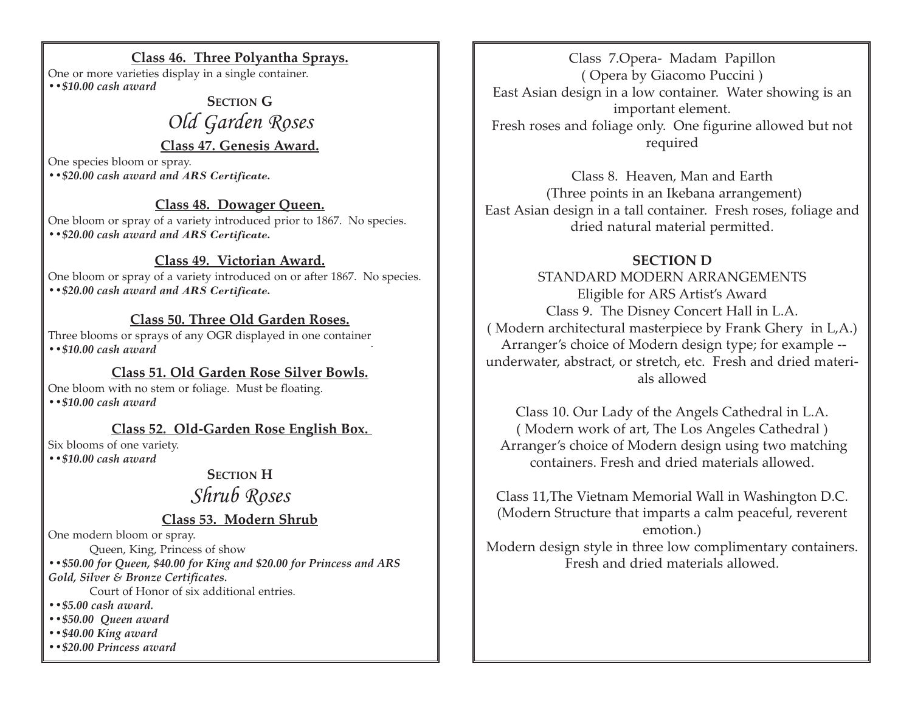**Class 46. Three Polyantha Sprays.**

One or more varieties display in a single container.

*••$10.00 cash award*

## Section G

## *Old Garden Roses*

**Class 47. Genesis Award.**

One species bloom or spray.

*••$20.00 cash award and ARS Certificate.*

**Class 48. Dowager Queen.**

One bloom or spray of a variety introduced prior to 1867. No species.

*••$20.00 cash award and ARS Certificate.*

**Class 49. Victorian Award.**

One bloom or spray of a variety introduced on or after 1867. No species.

*••$20.00 cash award and ARS Certificate.*

**Class 50. Three Old Garden Roses.**

Three blooms or sprays of any OGR displayed in one container

*••$10.00 cash award*

**Class 51. Old Garden Rose Silver Bowls.**

One bloom with no stem or foliage. Must be floating.

*••$10.00 cash award*

**Class 52. Old-Garden Rose English Box.**

Six blooms of one variety.

*••$10.00 cash award*

## Section H

## *Shrub Roses*

**Class 53. Modern Shrub**

One modern bloom or spray.

Queen, King, Princess of show

*••$50.00 for Queen, $40.00 for King and $20.00 for Princess and ARS Gold, Silver & Bronze Certificates.*

Court of Honor of six additional entries.

*••$5.00 cash award.*

*••$50.00 Queen award*

*••$40.00 King award*

*••$20.00 Princess award*

Class 7.Opera- Madam Papillon

( Opera by Giacomo Puccini )

East Asian design in a low container. Water showing is an important element.

Fresh roses and foliage only. One figurine allowed but not required

Class 8. Heaven, Man and Earth

(Three points in an Ikebana arrangement)

East Asian design in a tall container. Fresh roses, foliage and dried natural material permitted.

**SECTION D**

STANDARD MODERN ARRANGEMENTS

Eligible for ARS Artist's Award

Class 9. The Disney Concert Hall in L.A.

( Modern architectural masterpiece by Frank Ghery in L,A.)

Arranger's choice of Modern design type; for example -- underwater, abstract, or stretch, etc. Fresh and dried materials allowed

Class 10. Our Lady of the Angels Cathedral in L.A.

( Modern work of art, The Los Angeles Cathedral )

Arranger's choice of Modern design using two matching containers. Fresh and dried materials allowed.

Class 11,The Vietnam Memorial Wall in Washington D.C.

(Modern Structure that imparts a calm peaceful, reverent emotion.)

Modern design style in three low complimentary containers. Fresh and dried materials allowed.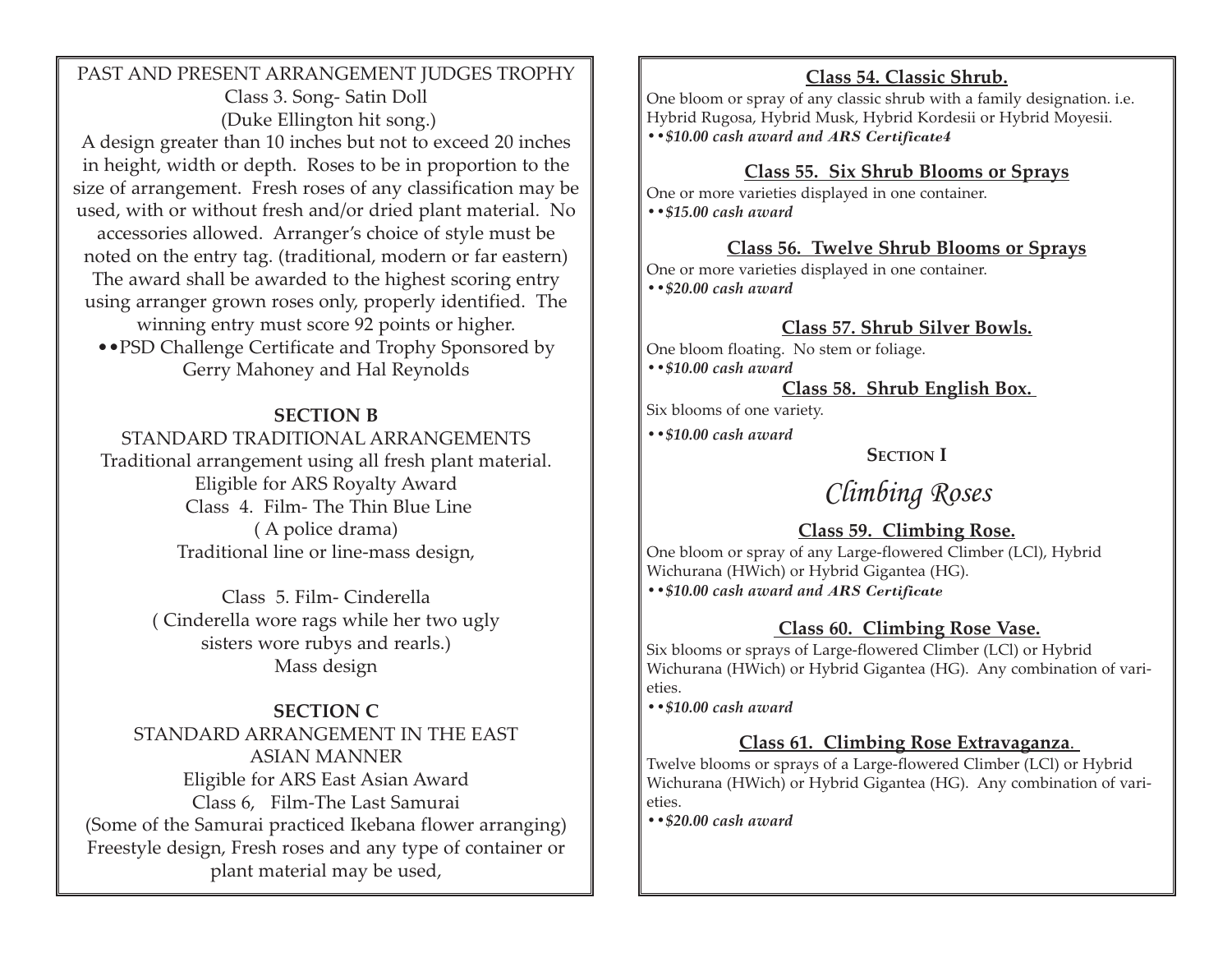PAST AND PRESENT ARRANGEMENT JUDGES TROPHY

Class 3. Song- Satin Doll

(Duke Ellington hit song.)

A design greater than 10 inches but not to exceed 20 inches in height, width or depth. Roses to be in proportion to the size of arrangement. Fresh roses of any classification may be used, with or without fresh and/or dried plant material. No accessories allowed. Arranger's choice of style must be noted on the entry tag. (traditional, modern or far eastern) The award shall be awarded to the highest scoring entry using arranger grown roses only, properly identified. The winning entry must score 92 points or higher.

••PSD Challenge Certificate and Trophy Sponsored by Gerry Mahoney and Hal Reynolds

## SECTION B

STANDARD TRADITIONAL ARRANGEMENTS

Traditional arrangement using all fresh plant material.

Eligible for ARS Royalty Award

Class 4. Film- The Thin Blue Line

( A police drama)

Traditional line or line-mass design,

Class 5. Film- Cinderella

( Cinderella wore rags while her two ugly sisters wore rubys and rearls.)

Mass design

## SECTION C

STANDARD ARRANGEMENT IN THE EAST ASIAN MANNER

Eligible for ARS East Asian Award

Class 6, Film-The Last Samurai

(Some of the Samurai practiced Ikebana flower arranging)

Freestyle design, Fresh roses and any type of container or plant material may be used,

### Class 54. Classic Shrub.

One bloom or spray of any classic shrub with a family designation. i.e. Hybrid Rugosa, Hybrid Musk, Hybrid Kordesii or Hybrid Moyesii.

*••$10.00 cash award and ARS Certificate4*

### Class 55. Six Shrub Blooms or Sprays

One or more varieties displayed in one container.

*••$15.00 cash award*

### Class 56. Twelve Shrub Blooms or Sprays

One or more varieties displayed in one container.

*••$20.00 cash award*

### Class 57. Shrub Silver Bowls.

One bloom floating. No stem or foliage.

*••$10.00 cash award*

### Class 58. Shrub English Box.

Six blooms of one variety.

*••$10.00 cash award*

## SECTION I

## *Climbing Roses*

### Class 59. Climbing Rose.

One bloom or spray of any Large-flowered Climber (LCl), Hybrid Wichurana (HWich) or Hybrid Gigantea (HG).

*••$10.00 cash award and ARS Certificate*

### Class 60. Climbing Rose Vase.

Six blooms or sprays of Large-flowered Climber (LCl) or Hybrid Wichurana (HWich) or Hybrid Gigantea (HG). Any combination of varieties.

*••$10.00 cash award*

### Class 61. Climbing Rose Extravaganza.

Twelve blooms or sprays of a Large-flowered Climber (LCl) or Hybrid Wichurana (HWich) or Hybrid Gigantea (HG). Any combination of varieties.

*••$20.00 cash award*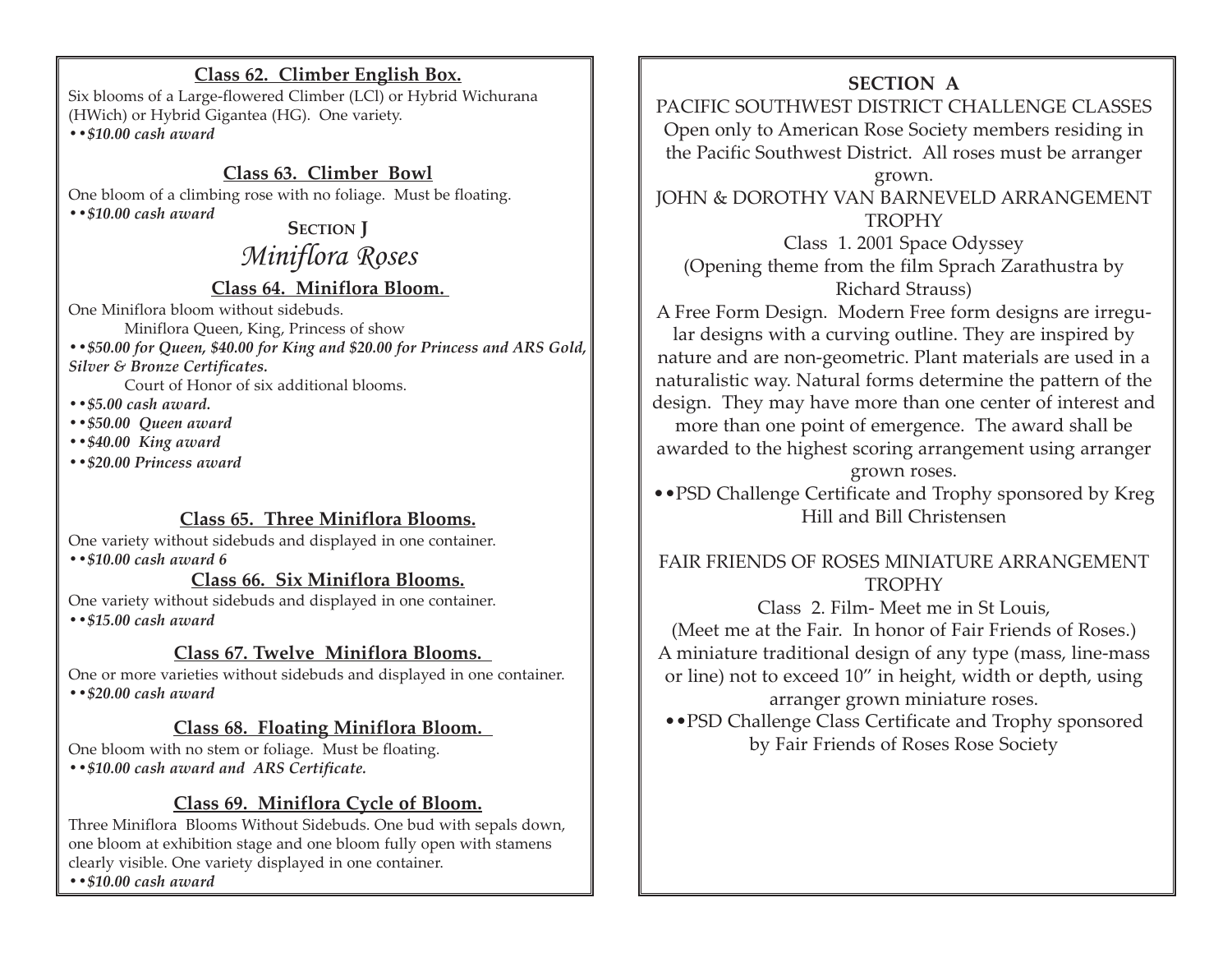### Class 62. Climber English Box.

Six blooms of a Large-flowered Climber (LCl) or Hybrid Wichurana (HWich) or Hybrid Gigantea (HG). One variety.

*••$10.00 cash award*

### Class 63. Climber Bowl

One bloom of a climbing rose with no foliage. Must be floating.

*••$10.00 cash award*

## SECTION J

## *Miniflora Roses*

### Class 64. Miniflora Bloom.

One Miniflora bloom without sidebuds.

Miniflora Queen, King, Princess of show

***••$50.00 for Queen, $40.00 for King and $20.00 for Princess and ARS Gold, Silver & Bronze Certificates.***

Court of Honor of six additional blooms.

*••$5.00 cash award.*

*••$50.00 Queen award*

*••$40.00 King award*

*••$20.00 Princess award*

### Class 65. Three Miniflora Blooms.

One variety without sidebuds and displayed in one container.

*••$10.00 cash award 6*

### Class 66. Six Miniflora Blooms.

One variety without sidebuds and displayed in one container.

*••$15.00 cash award*

### Class 67. Twelve Miniflora Blooms.

One or more varieties without sidebuds and displayed in one container.

*••$20.00 cash award*

### Class 68. Floating Miniflora Bloom.

One bloom with no stem or foliage. Must be floating.

*••$10.00 cash award and ARS Certificate.*

### Class 69. Miniflora Cycle of Bloom.

Three Miniflora Blooms Without Sidebuds. One bud with sepals down, one bloom at exhibition stage and one bloom fully open with stamens clearly visible. One variety displayed in one container.

*••$10.00 cash award*

## SECTION A

PACIFIC SOUTHWEST DISTRICT CHALLENGE CLASSES

Open only to American Rose Society members residing in the Pacific Southwest District. All roses must be arranger grown.

JOHN & DOROTHY VAN BARNEVELD ARRANGEMENT TROPHY

Class 1. 2001 Space Odyssey

(Opening theme from the film Sprach Zarathustra by Richard Strauss)

A Free Form Design. Modern Free form designs are irregular designs with a curving outline. They are inspired by nature and are non-geometric. Plant materials are used in a naturalistic way. Natural forms determine the pattern of the design. They may have more than one center of interest and more than one point of emergence. The award shall be awarded to the highest scoring arrangement using arranger grown roses.

••PSD Challenge Certificate and Trophy sponsored by Kreg Hill and Bill Christensen

FAIR FRIENDS OF ROSES MINIATURE ARRANGEMENT TROPHY

Class 2. Film- Meet me in St Louis,

(Meet me at the Fair. In honor of Fair Friends of Roses.)

A miniature traditional design of any type (mass, line-mass or line) not to exceed 10" in height, width or depth, using arranger grown miniature roses.

••PSD Challenge Class Certificate and Trophy sponsored by Fair Friends of Roses Rose Society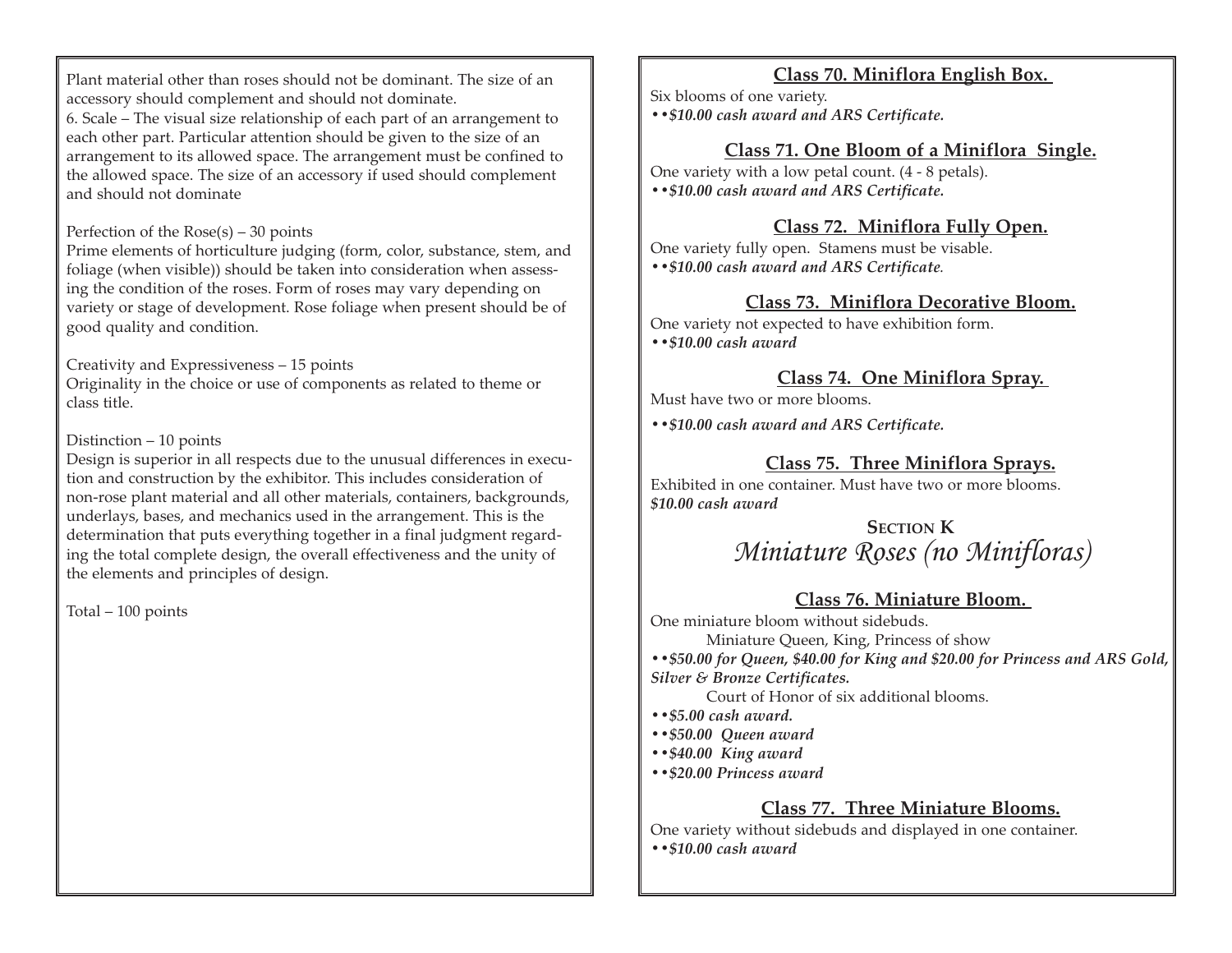Plant material other than roses should not be dominant. The size of an accessory should complement and should not dominate.

6. Scale – The visual size relationship of each part of an arrangement to each other part. Particular attention should be given to the size of an arrangement to its allowed space. The arrangement must be confined to the allowed space. The size of an accessory if used should complement and should not dominate

Perfection of the Rose(s) – 30 points

Prime elements of horticulture judging (form, color, substance, stem, and foliage (when visible)) should be taken into consideration when assessing the condition of the roses. Form of roses may vary depending on variety or stage of development. Rose foliage when present should be of good quality and condition.

Creativity and Expressiveness – 15 points

Originality in the choice or use of components as related to theme or class title.

Distinction – 10 points

Design is superior in all respects due to the unusual differences in execution and construction by the exhibitor. This includes consideration of non-rose plant material and all other materials, containers, backgrounds, underlays, bases, and mechanics used in the arrangement. This is the determination that puts everything together in a final judgment regarding the total complete design, the overall effectiveness and the unity of the elements and principles of design.

Total – 100 points

### Class 70. Miniflora English Box.

Six blooms of one variety.

••*$10.00 cash award and ARS Certificate.*

### Class 71. One Bloom of a Miniflora Single.

One variety with a low petal count. (4 - 8 petals).

••*$10.00 cash award and ARS Certificate.*

### Class 72. Miniflora Fully Open.

One variety fully open. Stamens must be visable.

••*$10.00 cash award and ARS Certificate.*

### Class 73. Miniflora Decorative Bloom.

One variety not expected to have exhibition form.

••*$10.00 cash award*

### Class 74. One Miniflora Spray.

Must have two or more blooms.

••*$10.00 cash award and ARS Certificate.*

### Class 75. Three Miniflora Sprays.

Exhibited in one container. Must have two or more blooms.

*$10.00 cash award*

## Section K
## *Miniature Roses (no Minifloras)*

### Class 76. Miniature Bloom.

One miniature bloom without sidebuds.

Miniature Queen, King, Princess of show

••*$50.00 for Queen, $40.00 for King and $20.00 for Princess and ARS Gold, Silver & Bronze Certificates.*

Court of Honor of six additional blooms.

- ••*$5.00 cash award.*
- ••*$50.00 Queen award*
- ••*$40.00 King award*
- ••*$20.00 Princess award*

### Class 77. Three Miniature Blooms.

One variety without sidebuds and displayed in one container.

••*$10.00 cash award*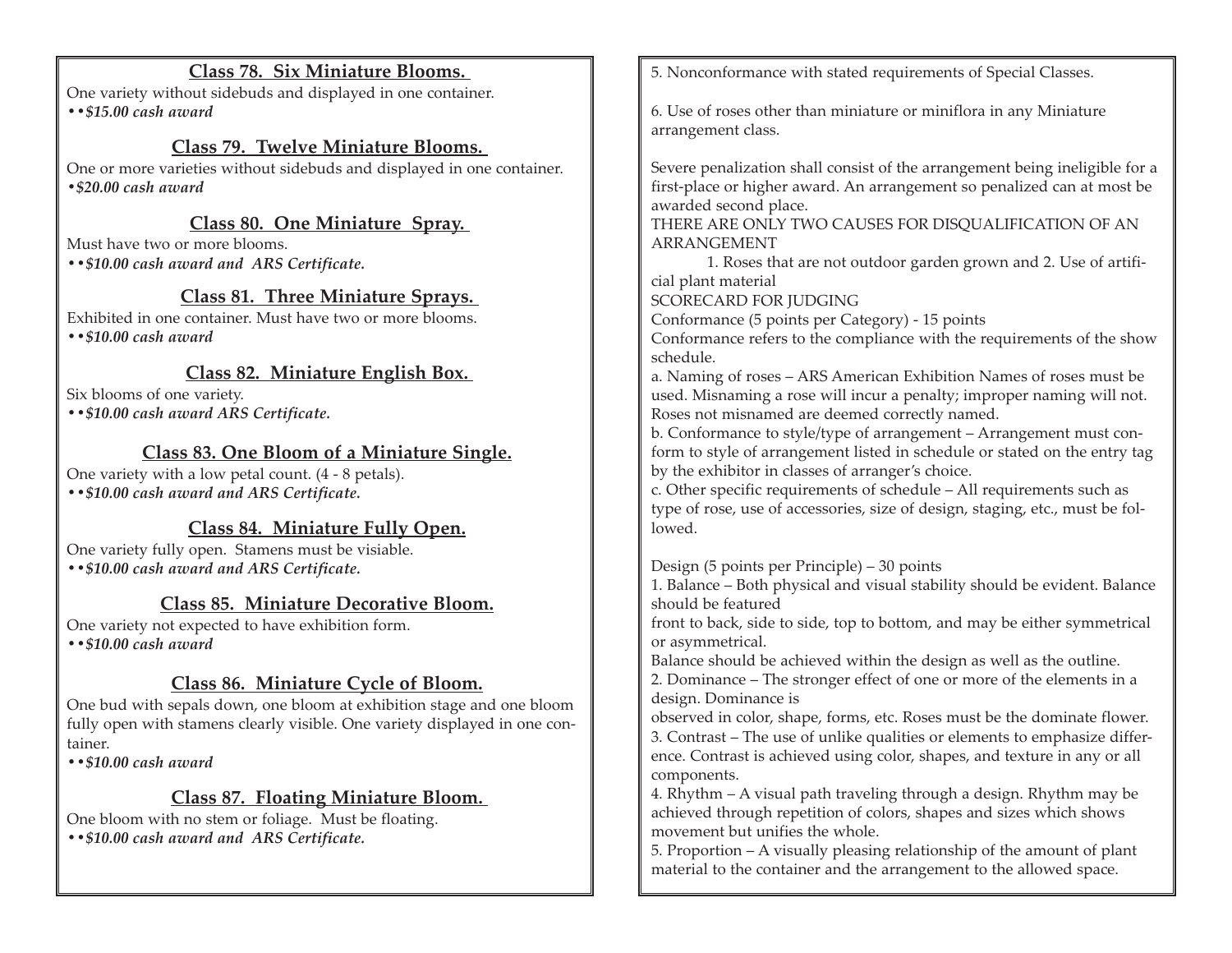### Class 78. Six Miniature Blooms.

One variety without sidebuds and displayed in one container.
*••$15.00 cash award*

### Class 79. Twelve Miniature Blooms.

One or more varieties without sidebuds and displayed in one container.
*•$20.00 cash award*

### Class 80. One Miniature Spray.

Must have two or more blooms.
*••$10.00 cash award and ARS Certificate.*

### Class 81. Three Miniature Sprays.

Exhibited in one container. Must have two or more blooms.
*••$10.00 cash award*

### Class 82. Miniature English Box.

Six blooms of one variety.
*••$10.00 cash award ARS Certificate.*

### Class 83. One Bloom of a Miniature Single.

One variety with a low petal count. (4 - 8 petals).
*••$10.00 cash award and ARS Certificate.*

### Class 84. Miniature Fully Open.

One variety fully open. Stamens must be visiable.
*••$10.00 cash award and ARS Certificate.*

### Class 85. Miniature Decorative Bloom.

One variety not expected to have exhibition form.
*••$10.00 cash award*

### Class 86. Miniature Cycle of Bloom.

One bud with sepals down, one bloom at exhibition stage and one bloom fully open with stamens clearly visible. One variety displayed in one container.
*••$10.00 cash award*

### Class 87. Floating Miniature Bloom.

One bloom with no stem or foliage. Must be floating.
*••$10.00 cash award and ARS Certificate.*

5. Nonconformance with stated requirements of Special Classes.

6. Use of roses other than miniature or miniflora in any Miniature arrangement class.

Severe penalization shall consist of the arrangement being ineligible for a first-place or higher award. An arrangement so penalized can at most be awarded second place.

THERE ARE ONLY TWO CAUSES FOR DISQUALIFICATION OF AN ARRANGEMENT

1. Roses that are not outdoor garden grown and 2. Use of artificial plant material

SCORECARD FOR JUDGING

Conformance (5 points per Category) - 15 points

Conformance refers to the compliance with the requirements of the show schedule.

a. Naming of roses – ARS American Exhibition Names of roses must be used. Misnaming a rose will incur a penalty; improper naming will not. Roses not misnamed are deemed correctly named.

b. Conformance to style/type of arrangement – Arrangement must conform to style of arrangement listed in schedule or stated on the entry tag by the exhibitor in classes of arranger's choice.

c. Other specific requirements of schedule – All requirements such as type of rose, use of accessories, size of design, staging, etc., must be followed.

Design (5 points per Principle) – 30 points

1. Balance – Both physical and visual stability should be evident. Balance should be featured front to back, side to side, top to bottom, and may be either symmetrical or asymmetrical.
Balance should be achieved within the design as well as the outline.

2. Dominance – The stronger effect of one or more of the elements in a design. Dominance is observed in color, shape, forms, etc. Roses must be the dominate flower.

3. Contrast – The use of unlike qualities or elements to emphasize difference. Contrast is achieved using color, shapes, and texture in any or all components.

4. Rhythm – A visual path traveling through a design. Rhythm may be achieved through repetition of colors, shapes and sizes which shows movement but unifies the whole.

5. Proportion – A visually pleasing relationship of the amount of plant material to the container and the arrangement to the allowed space.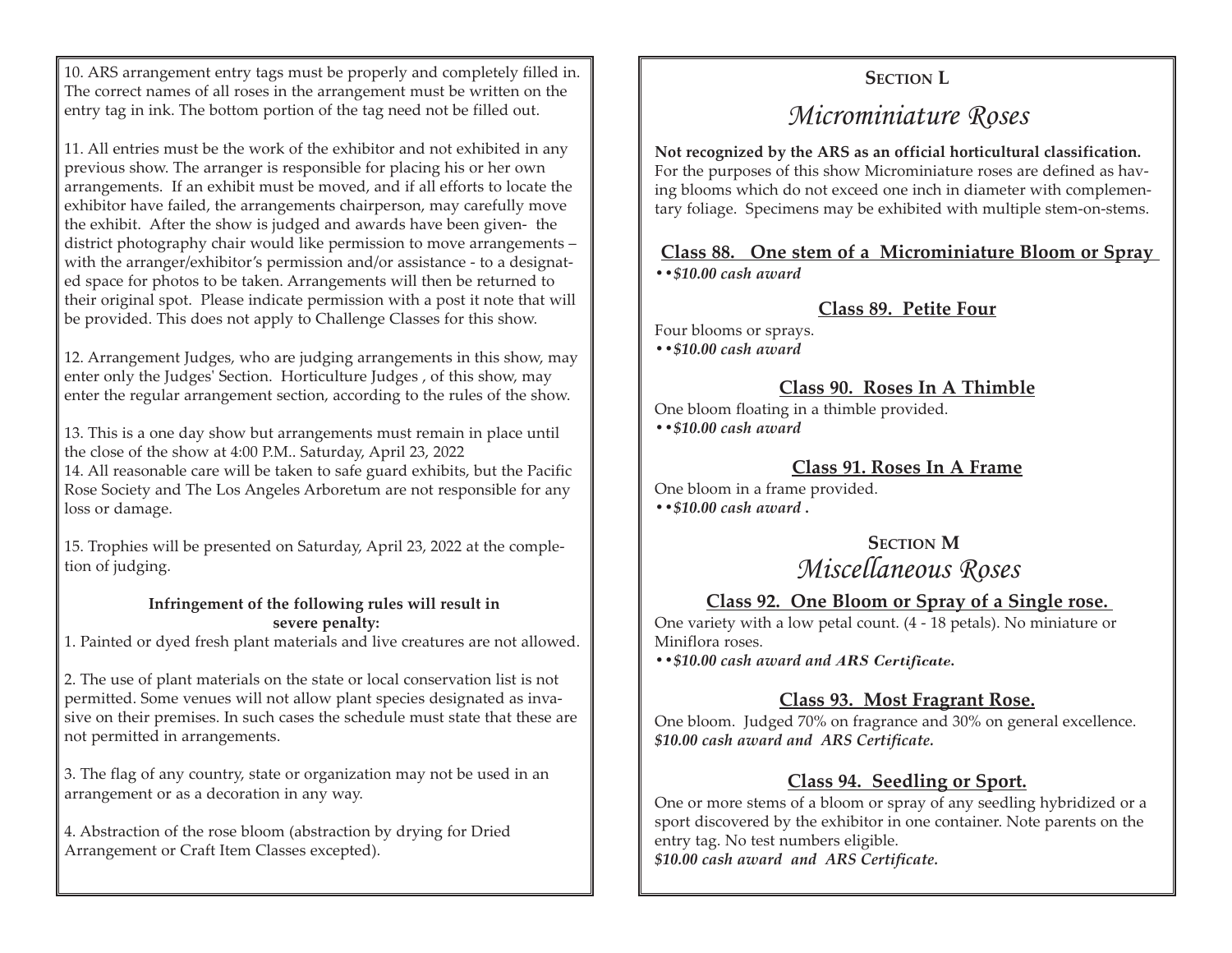10. ARS arrangement entry tags must be properly and completely filled in. The correct names of all roses in the arrangement must be written on the entry tag in ink. The bottom portion of the tag need not be filled out.

11. All entries must be the work of the exhibitor and not exhibited in any previous show. The arranger is responsible for placing his or her own arrangements. If an exhibit must be moved, and if all efforts to locate the exhibitor have failed, the arrangements chairperson, may carefully move the exhibit. After the show is judged and awards have been given- the district photography chair would like permission to move arrangements – with the arranger/exhibitor's permission and/or assistance - to a designated space for photos to be taken. Arrangements will then be returned to their original spot. Please indicate permission with a post it note that will be provided. This does not apply to Challenge Classes for this show.

12. Arrangement Judges, who are judging arrangements in this show, may enter only the Judges' Section. Horticulture Judges , of this show, may enter the regular arrangement section, according to the rules of the show.

13. This is a one day show but arrangements must remain in place until the close of the show at 4:00 P.M.. Saturday, April 23, 2022

14. All reasonable care will be taken to safe guard exhibits, but the Pacific Rose Society and The Los Angeles Arboretum are not responsible for any loss or damage.

15. Trophies will be presented on Saturday, April 23, 2022 at the completion of judging.

**Infringement of the following rules will result in severe penalty:**

1. Painted or dyed fresh plant materials and live creatures are not allowed.

2. The use of plant materials on the state or local conservation list is not permitted. Some venues will not allow plant species designated as invasive on their premises. In such cases the schedule must state that these are not permitted in arrangements.

3. The flag of any country, state or organization may not be used in an arrangement or as a decoration in any way.

4. Abstraction of the rose bloom (abstraction by drying for Dried Arrangement or Craft Item Classes excepted).

## SECTION L

# *Microminiature Roses*

**Not recognized by the ARS as an official horticultural classification.** For the purposes of this show Microminiature roses are defined as having blooms which do not exceed one inch in diameter with complementary foliage. Specimens may be exhibited with multiple stem-on-stems.

### Class 88. One stem of a Microminiature Bloom or Spray

***••$10.00 cash award***

### Class 89. Petite Four

Four blooms or sprays.

***••$10.00 cash award***

### Class 90. Roses In A Thimble

One bloom floating in a thimble provided.

***••$10.00 cash award***

### Class 91. Roses In A Frame

One bloom in a frame provided.

***••$10.00 cash award .***

## SECTION M

# *Miscellaneous Roses*

### Class 92. One Bloom or Spray of a Single rose.

One variety with a low petal count. (4 - 18 petals). No miniature or Miniflora roses.

***••$10.00 cash award and ARS Certificate.***

### Class 93. Most Fragrant Rose.

One bloom. Judged 70% on fragrance and 30% on general excellence.

***$10.00 cash award and ARS Certificate.***

### Class 94. Seedling or Sport.

One or more stems of a bloom or spray of any seedling hybridized or a sport discovered by the exhibitor in one container. Note parents on the entry tag. No test numbers eligible.

***$10.00 cash award and ARS Certificate.***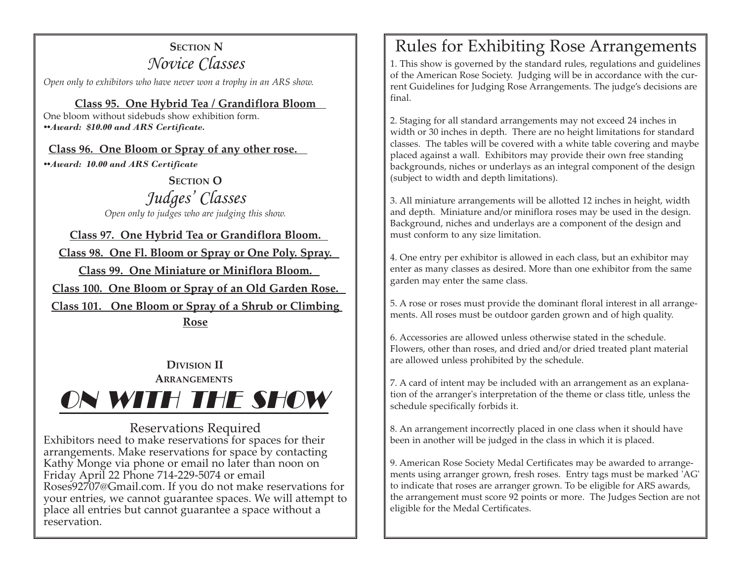## Section N

### *Novice Classes*

*Open only to exhibitors who have never won a trophy in an ARS show.*

**Class 95. One Hybrid Tea / Grandiflora Bloom**

One bloom without sidebuds show exhibition form.

***•Award: $10.00 and ARS Certificate.***

**Class 96. One Bloom or Spray of any other rose.**

***•Award: 10.00 and ARS Certificate***

## Section O

### *Judges' Classes*

*Open only to judges who are judging this show.*

**Class 97. One Hybrid Tea or Grandiflora Bloom.**

**Class 98. One Fl. Bloom or Spray or One Poly. Spray.**

**Class 99. One Miniature or Miniflora Bloom.**

**Class 100. One Bloom or Spray of an Old Garden Rose.**

**Class 101. One Bloom or Spray of a Shrub or Climbing Rose**

## Division II

## Arrangements

# ON WITH THE SHOW

### Reservations Required

Exhibitors need to make reservations for spaces for their arrangements. Make reservations for space by contacting Kathy Monge via phone or email no later than noon on Friday April 22 Phone 714-229-5074 or email Roses92707@Gmail.com. If you do not make reservations for your entries, we cannot guarantee spaces. We will attempt to place all entries but cannot guarantee a space without a reservation.

# Rules for Exhibiting Rose Arrangements

1. This show is governed by the standard rules, regulations and guidelines of the American Rose Society. Judging will be in accordance with the current Guidelines for Judging Rose Arrangements. The judge's decisions are final.

2. Staging for all standard arrangements may not exceed 24 inches in width or 30 inches in depth. There are no height limitations for standard classes. The tables will be covered with a white table covering and maybe placed against a wall. Exhibitors may provide their own free standing backgrounds, niches or underlays as an integral component of the design (subject to width and depth limitations).

3. All miniature arrangements will be allotted 12 inches in height, width and depth. Miniature and/or miniflora roses may be used in the design. Background, niches and underlays are a component of the design and must conform to any size limitation.

4. One entry per exhibitor is allowed in each class, but an exhibitor may enter as many classes as desired. More than one exhibitor from the same garden may enter the same class.

5. A rose or roses must provide the dominant floral interest in all arrangements. All roses must be outdoor garden grown and of high quality.

6. Accessories are allowed unless otherwise stated in the schedule. Flowers, other than roses, and dried and/or dried treated plant material are allowed unless prohibited by the schedule.

7. A card of intent may be included with an arrangement as an explanation of the arranger's interpretation of the theme or class title, unless the schedule specifically forbids it.

8. An arrangement incorrectly placed in one class when it should have been in another will be judged in the class in which it is placed.

9. American Rose Society Medal Certificates may be awarded to arrangements using arranger grown, fresh roses. Entry tags must be marked 'AG' to indicate that roses are arranger grown. To be eligible for ARS awards, the arrangement must score 92 points or more. The Judges Section are not eligible for the Medal Certificates.